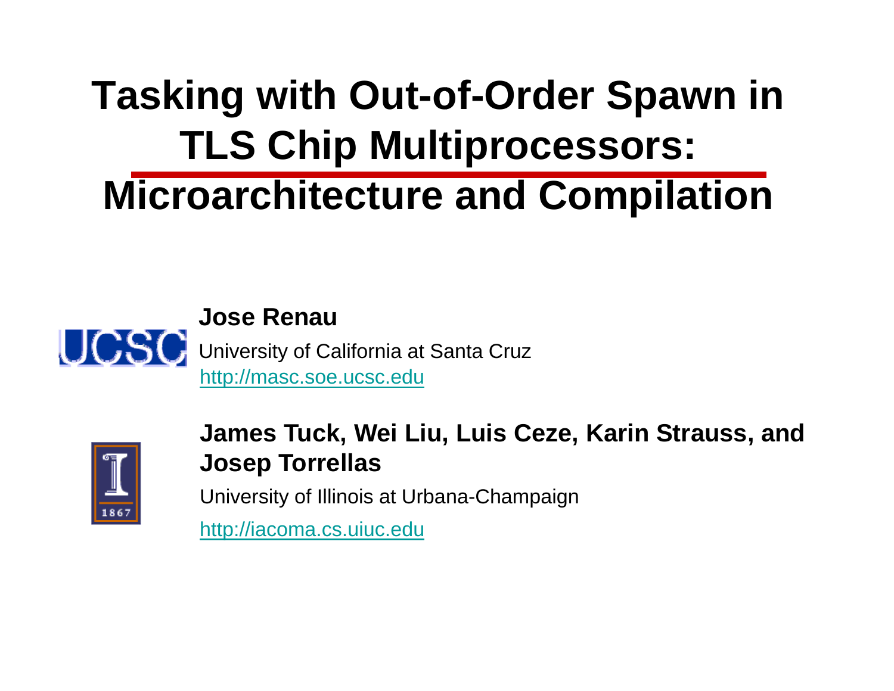# Tasking with Out-of-Order Spawn in TLS Chip Multiprocessors: Microarchitecture and Compilation

**Jose Renau**

University of California at Santa Cruz

http://masc.soe.ucsc.edu

**James Tuck, Wei Liu, Luis Ceze, Karin Strauss, and Josep Torrellas**

University of Illinois at Urbana-Champaign

http://iacoma.cs.uiuc.edu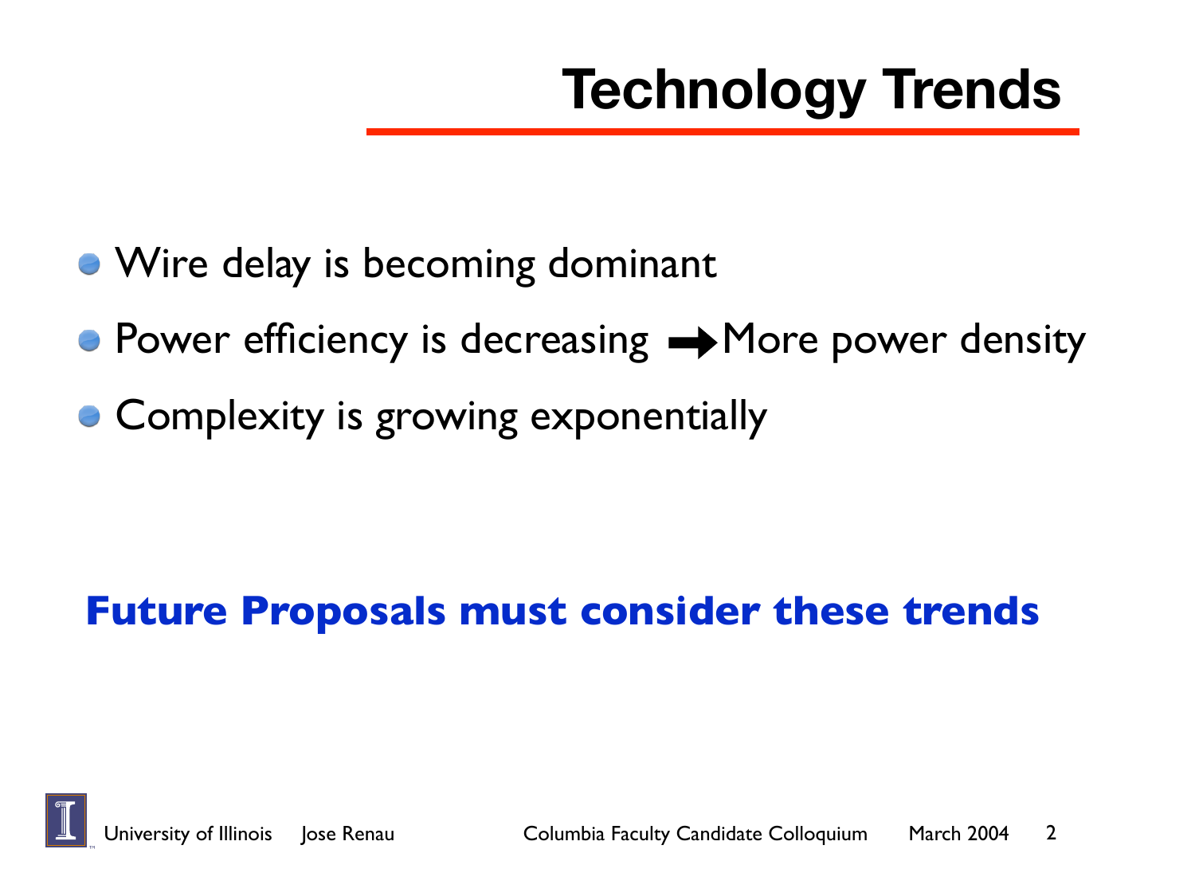# Technology Trends

- Wire delay is becoming dominant
- Power efficiency is decreasing ➡ More power density
- Complexity is growing exponentially

**Future Proposals must consider these trends**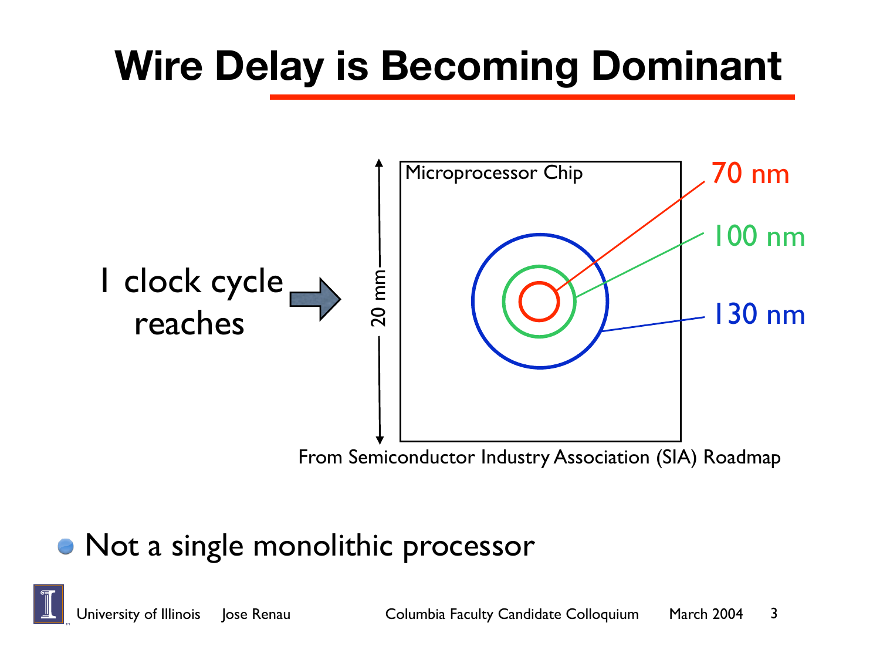# Wire Delay is Becoming Dominant

1 clock cycle reaches

Microprocessor Chip

20 mm

70 nm

100 nm

130 nm

From Semiconductor Industry Association (SIA) Roadmap

- Not a single monolithic processor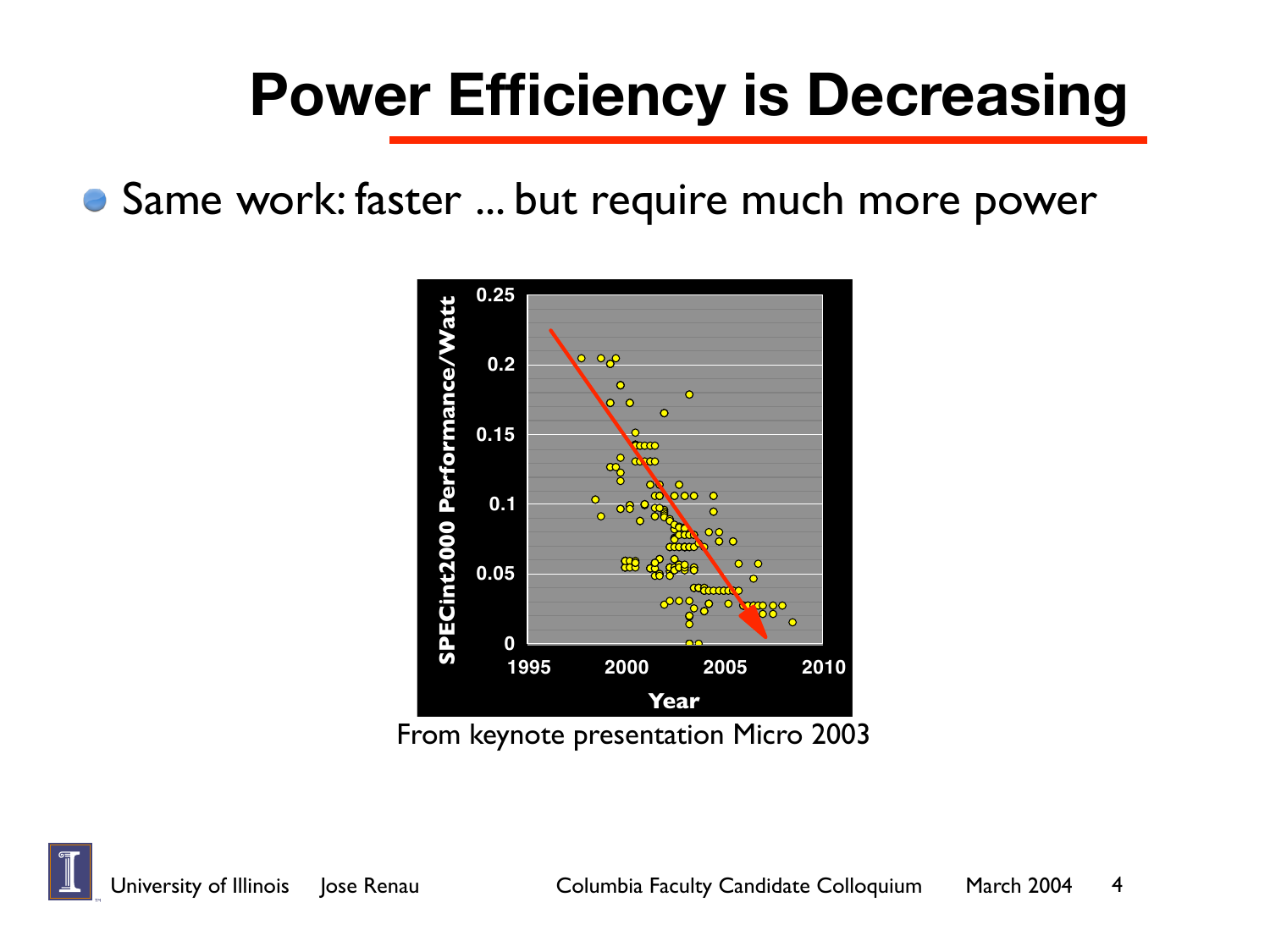# Power Efficiency is Decreasing

- Same work: faster ... but require much more power

From keynote presentation Micro 2003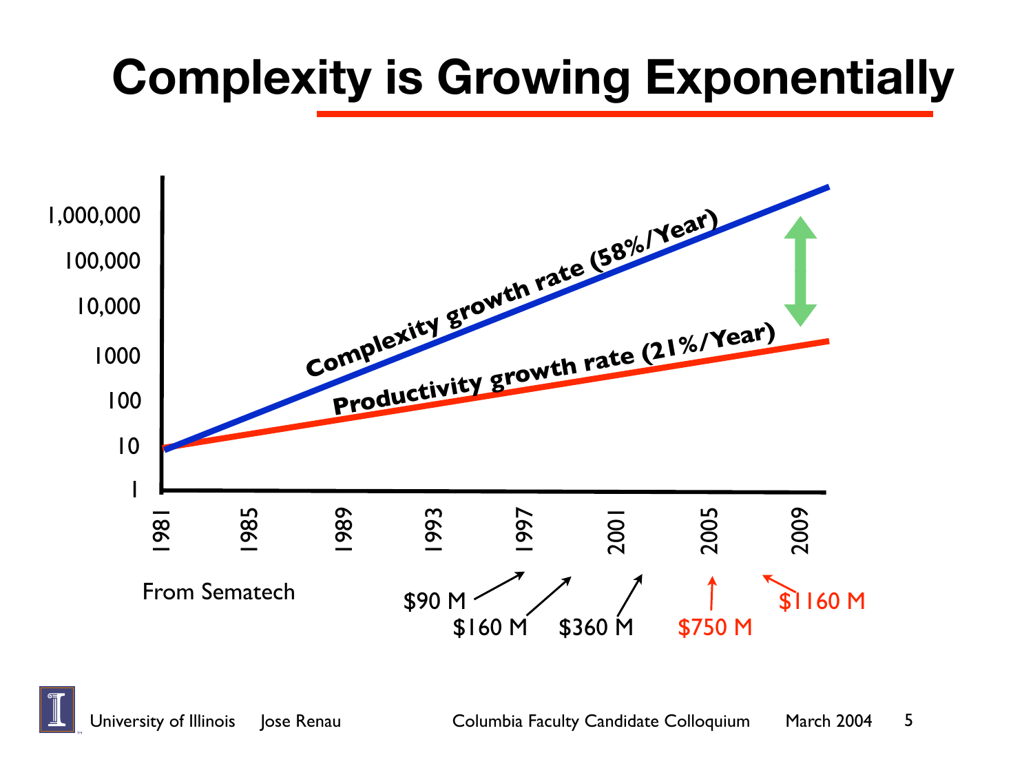# Complexity is Growing Exponentially

Complexity growth rate (58%/Year)

Productivity growth rate (21%/Year)

1,000,000
100,000
10,000
1000
100
10
1

1981 1985 1989 1993 1997 2001 2005 2009

From Sematech

$90 M
$160 M
$360 M
$750 M
$1160 M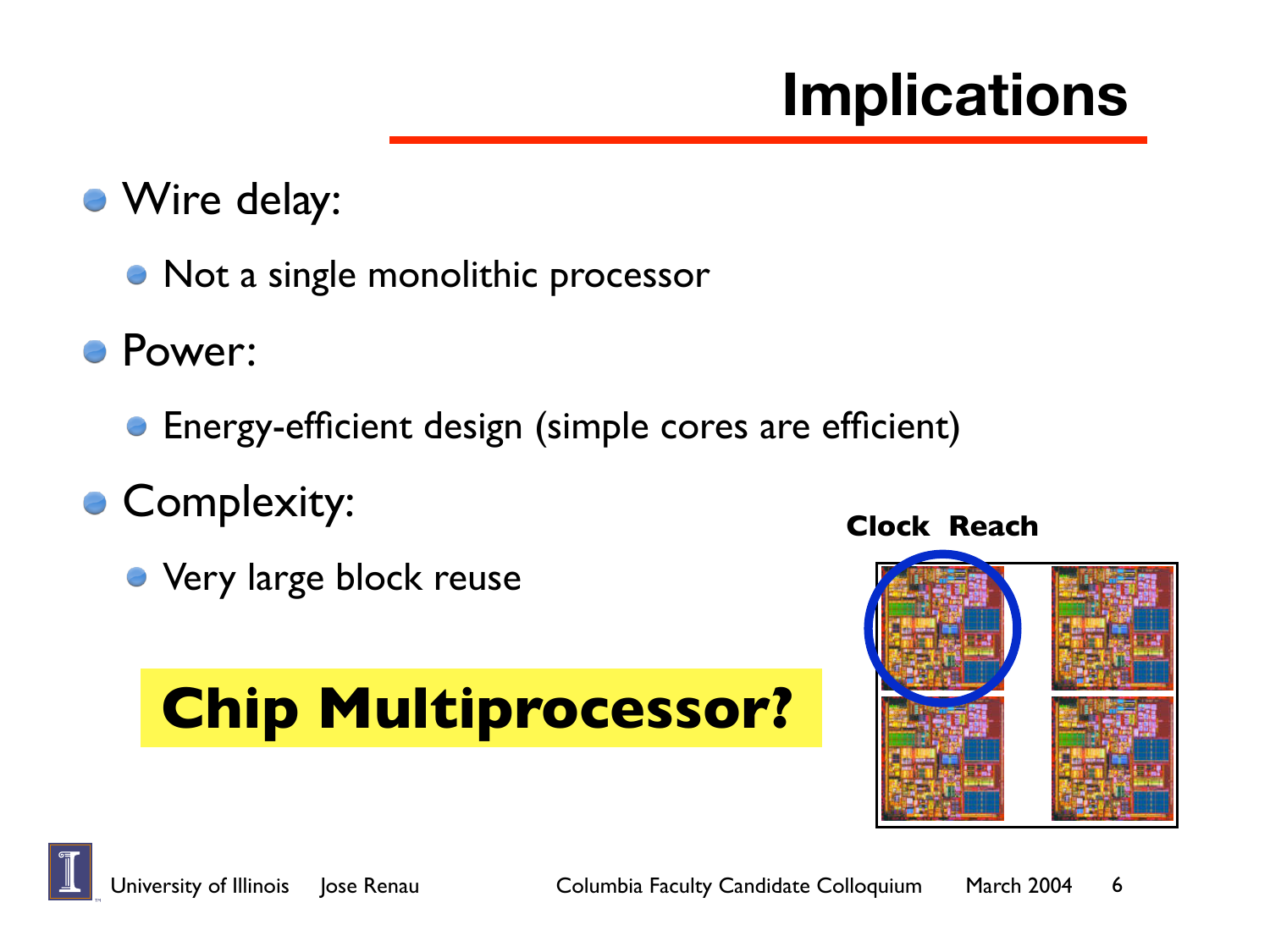# Implications

- Wire delay:
  - Not a single monolithic processor
- Power:
  - Energy-efficient design (simple cores are efficient)
- Complexity:
  - Very large block reuse

**Chip Multiprocessor?**

**Clock Reach**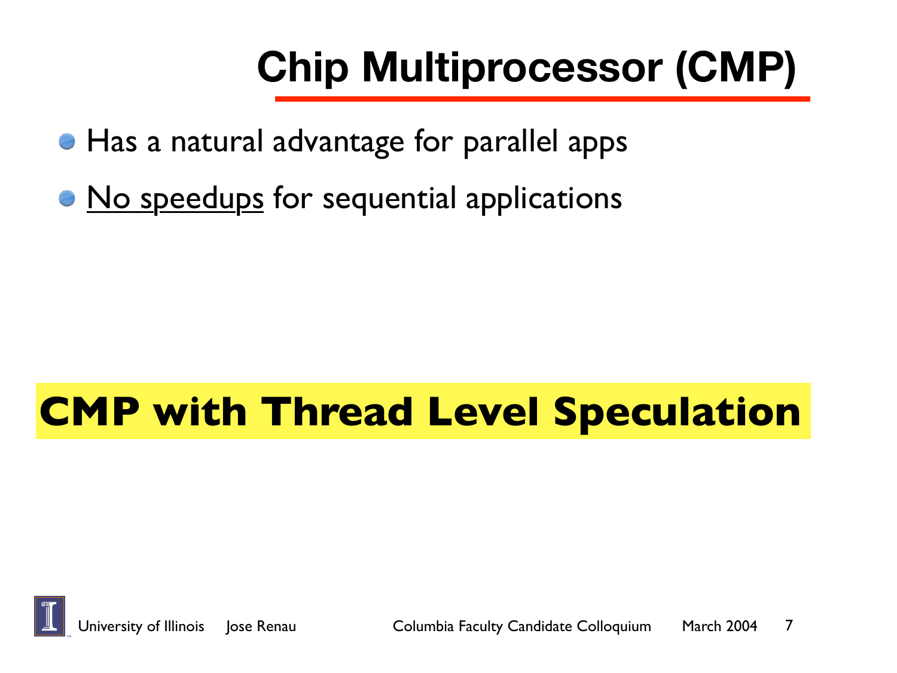# Chip Multiprocessor (CMP)

- Has a natural advantage for parallel apps
- <u>No speedups</u> for sequential applications

**CMP with Thread Level Speculation**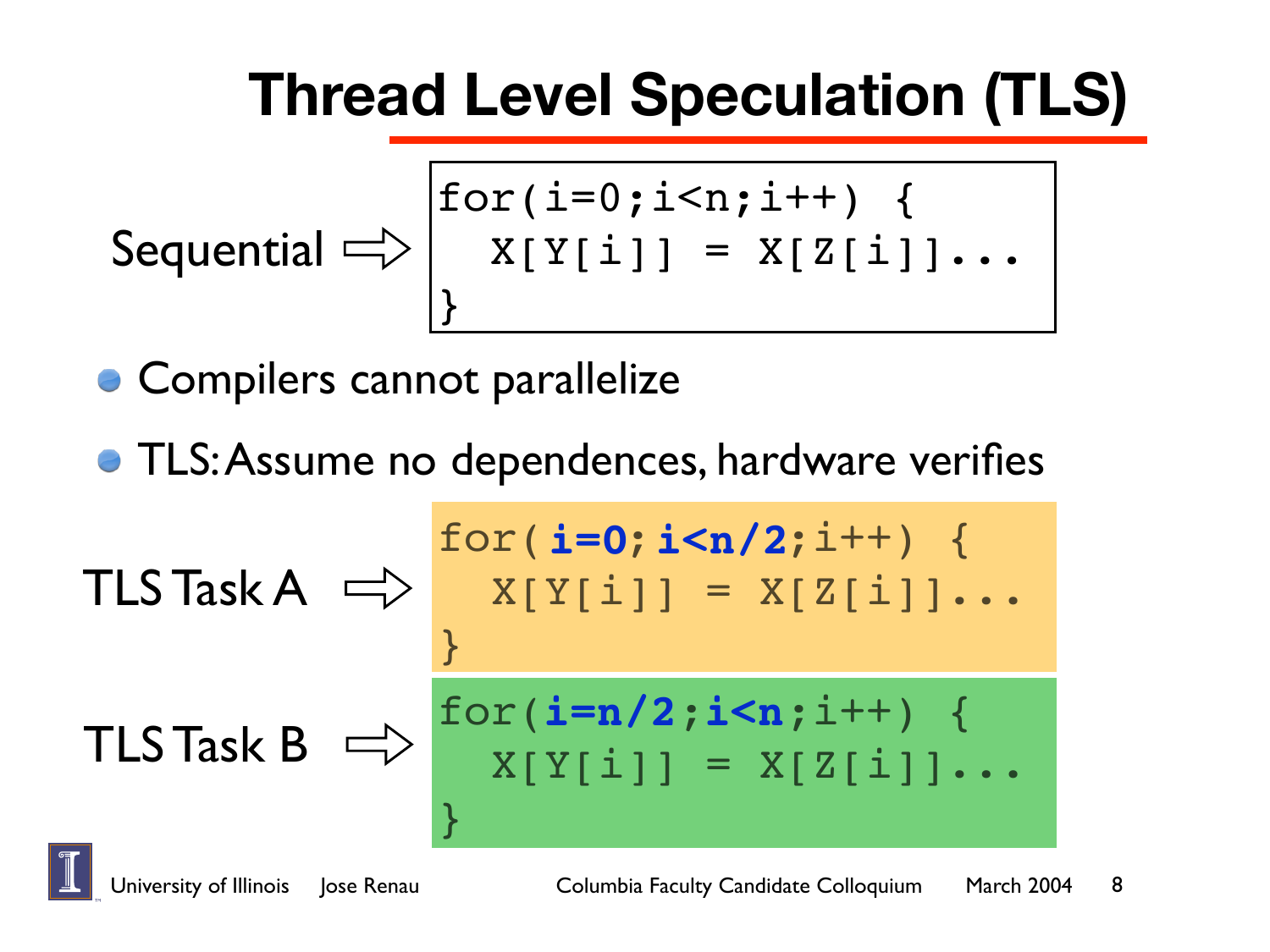# Thread Level Speculation (TLS)

Sequential ⇨

```
for(i=0;i<n;i++) {
  X[Y[i]] = X[Z[i]]...
}
```

- Compilers cannot parallelize
- TLS: Assume no dependences, hardware verifies

TLS Task A ⇨

```
for(i=0;i<n/2;i++) {
  X[Y[i]] = X[Z[i]]...
}
```

TLS Task B ⇨

```
for(i=n/2;i<n;i++) {
  X[Y[i]] = X[Z[i]]...
}
```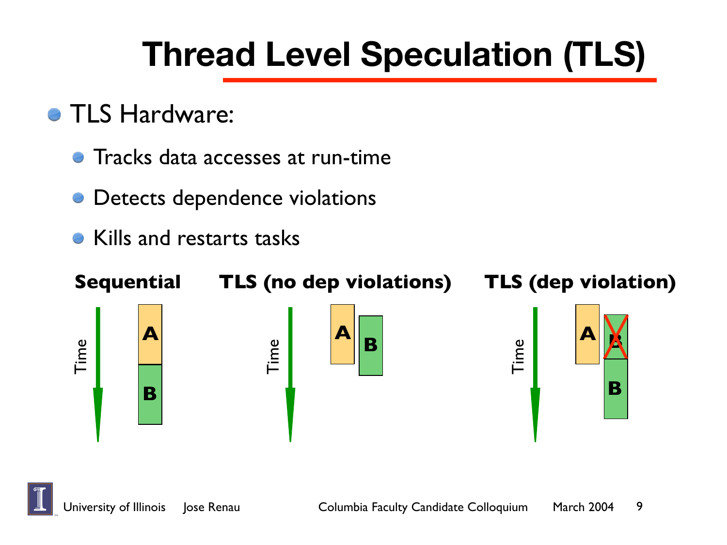# Thread Level Speculation (TLS)

- TLS Hardware:
  - Tracks data accesses at run-time
  - Detects dependence violations
  - Kills and restarts tasks

**Sequential** **TLS (no dep violations)** **TLS (dep violation)**

Time A B

Time A B

Time A B B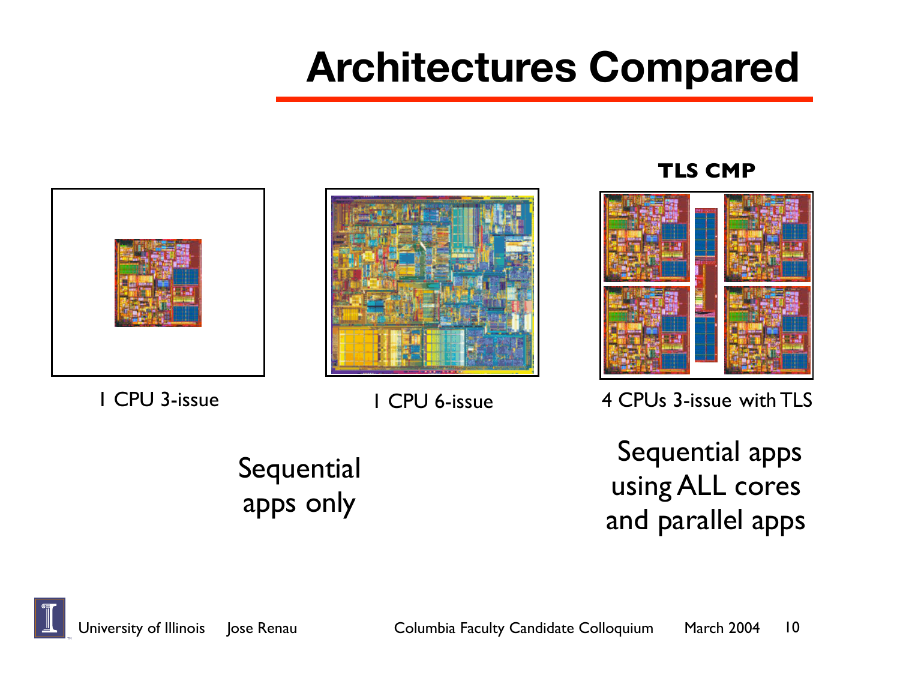# Architectures Compared

TLS CMP

1 CPU 3-issue

1 CPU 6-issue

4 CPUs 3-issue with TLS

Sequential apps only

Sequential apps using ALL cores and parallel apps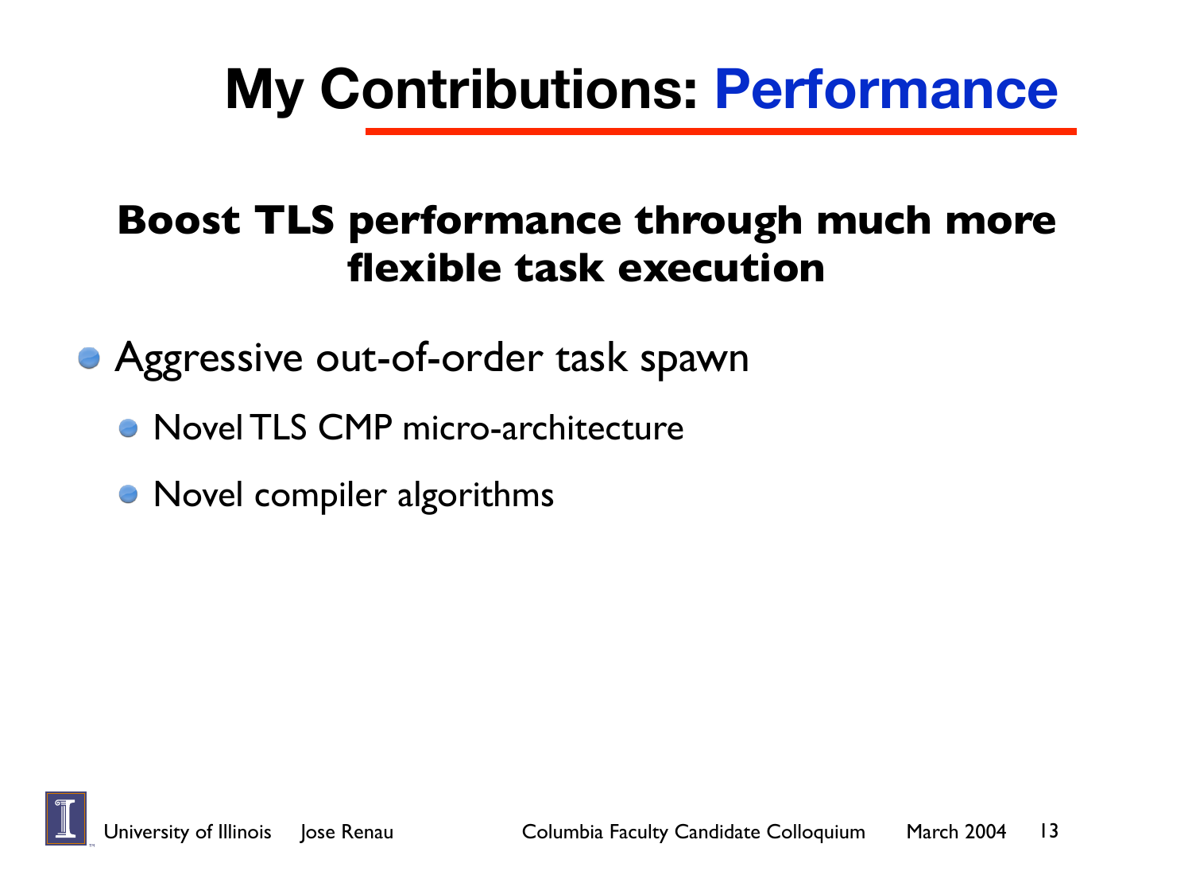# My Contributions: Performance

**Boost TLS performance through much more flexible task execution**

- Aggressive out-of-order task spawn
  - Novel TLS CMP micro-architecture
  - Novel compiler algorithms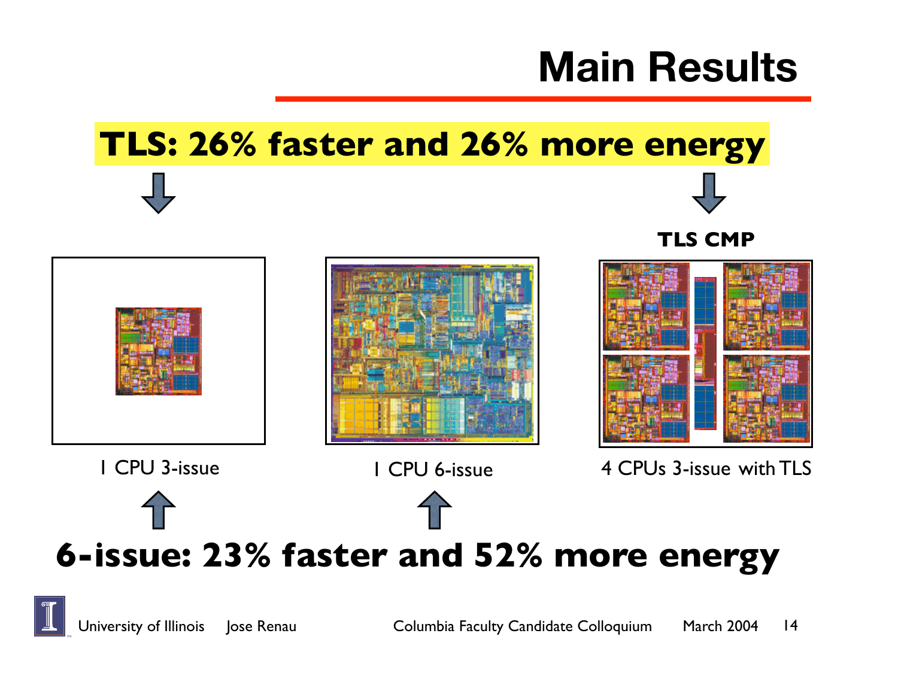# Main Results

**TLS: 26% faster and 26% more energy**

**TLS CMP**

1 CPU 3-issue

1 CPU 6-issue

4 CPUs 3-issue with TLS

**6-issue: 23% faster and 52% more energy**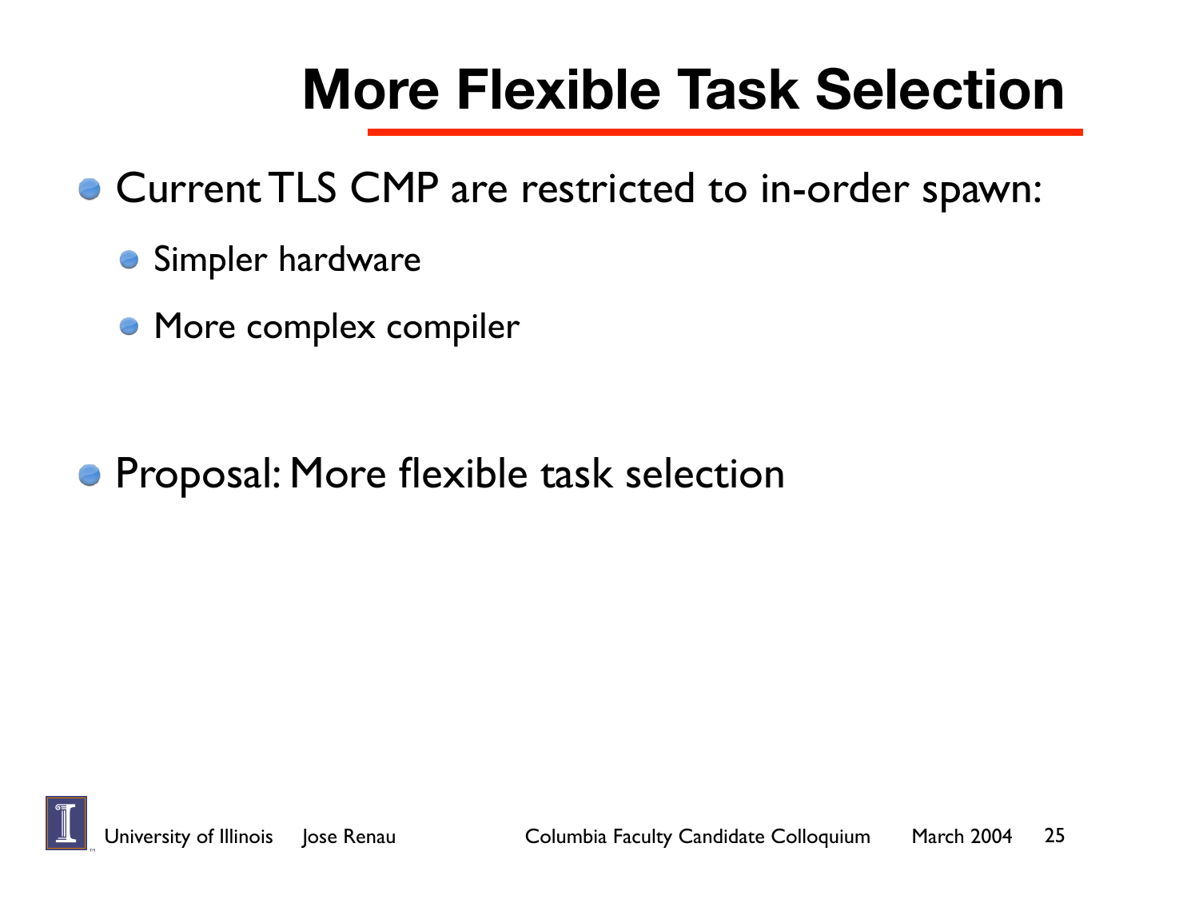# More Flexible Task Selection

- Current TLS CMP are restricted to in-order spawn:
  - Simpler hardware
  - More complex compiler

- Proposal: More flexible task selection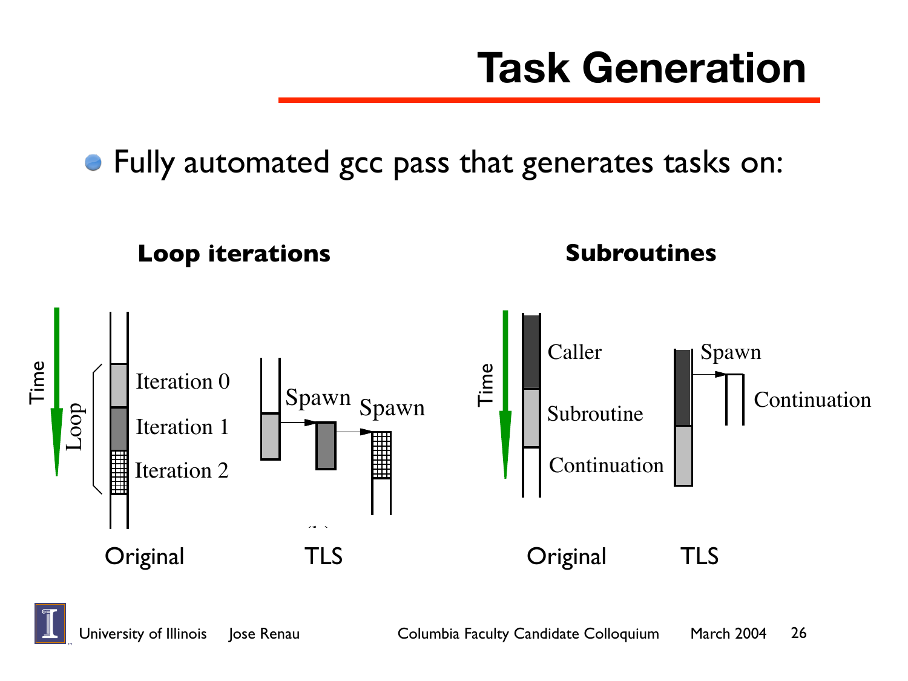# Task Generation

- Fully automated gcc pass that generates tasks on:

**Loop iterations**

Time | Loop | Iteration 0 | Iteration 1 | Iteration 2 | Spawn | Spawn

Original | TLS

**Subroutines**

Time | Caller | Subroutine | Continuation | Spawn | Continuation

Original | TLS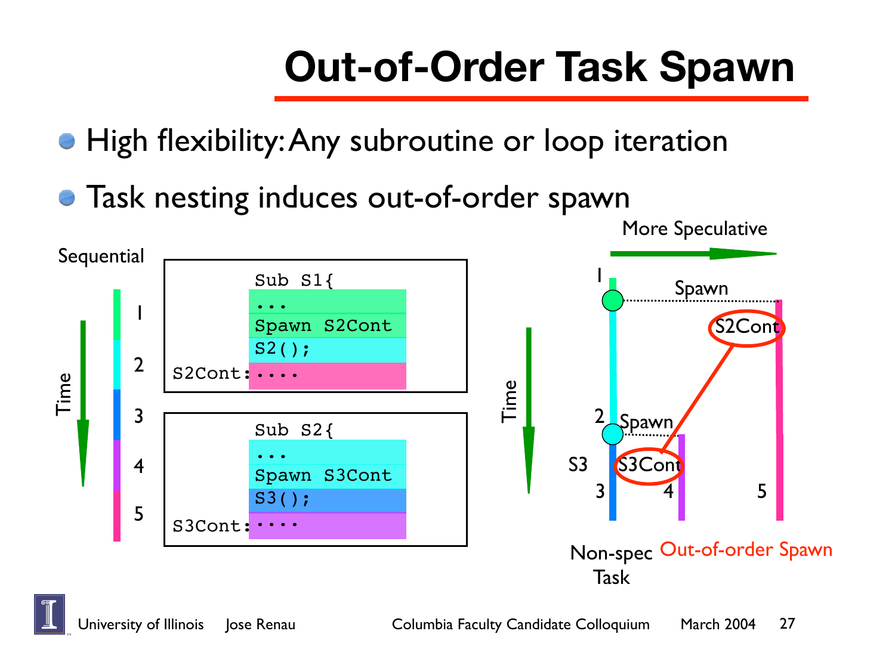# Out-of-Order Task Spawn

- High flexibility: Any subroutine or loop iteration
- Task nesting induces out-of-order spawn

Sequential

```
Sub S1{
...
Spawn S2Cont
S2();
S2Cont:....
```

```
Sub S2{
...
Spawn S3Cont
S3();
S3Cont:....
```

Time: 1, 2, 3, 4, 5

More Speculative

Spawn, S2Cont, Spawn, S3Cont, S3, 1, 2, 3, 4, 5

Non-spec Task

Out-of-order Spawn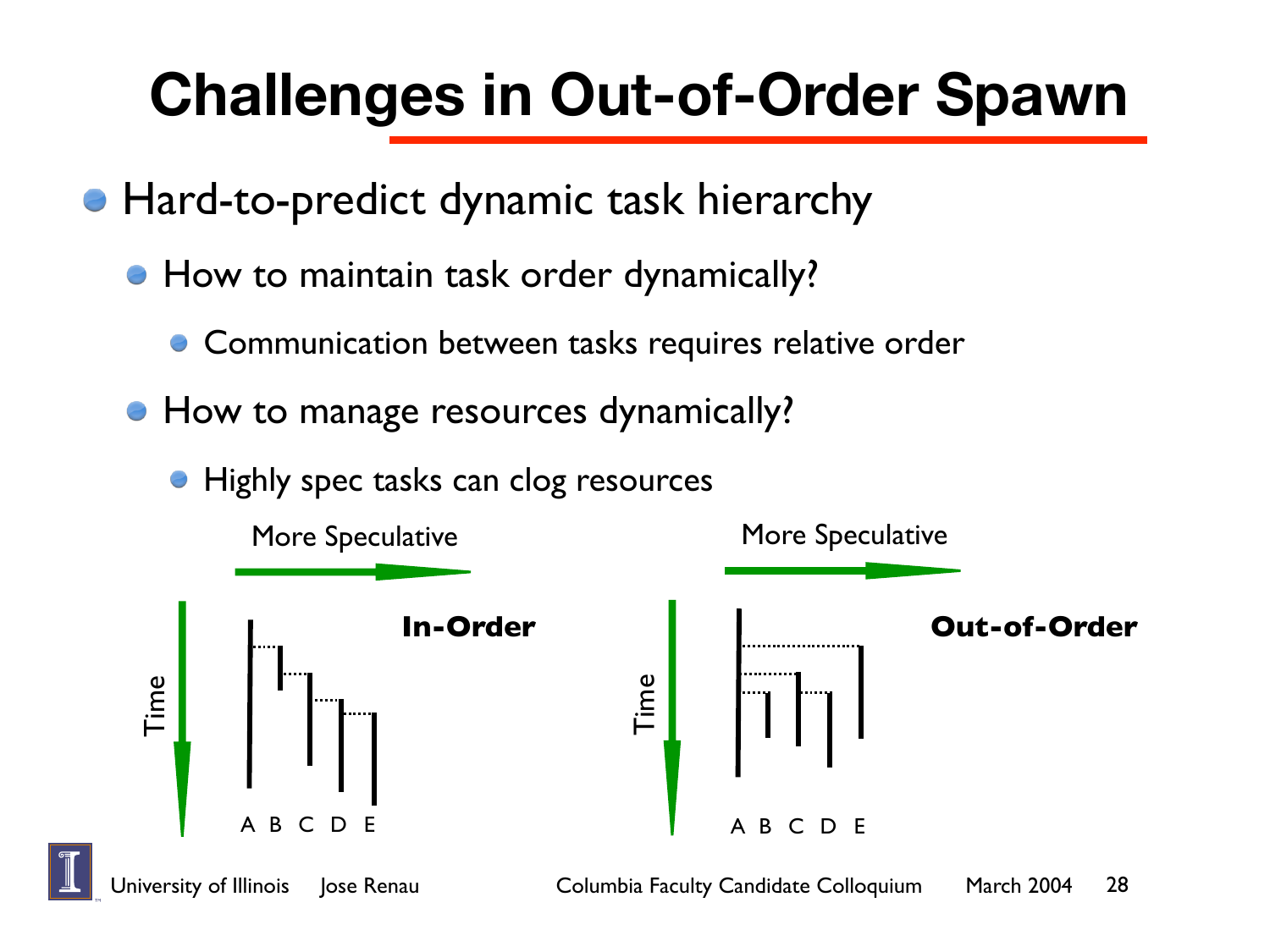# Challenges in Out-of-Order Spawn

- Hard-to-predict dynamic task hierarchy
  - How to maintain task order dynamically?
    - Communication between tasks requires relative order
  - How to manage resources dynamically?
    - Highly spec tasks can clog resources

More Speculative

Time

**In-Order**

A B C D E

More Speculative

Time

**Out-of-Order**

A B C D E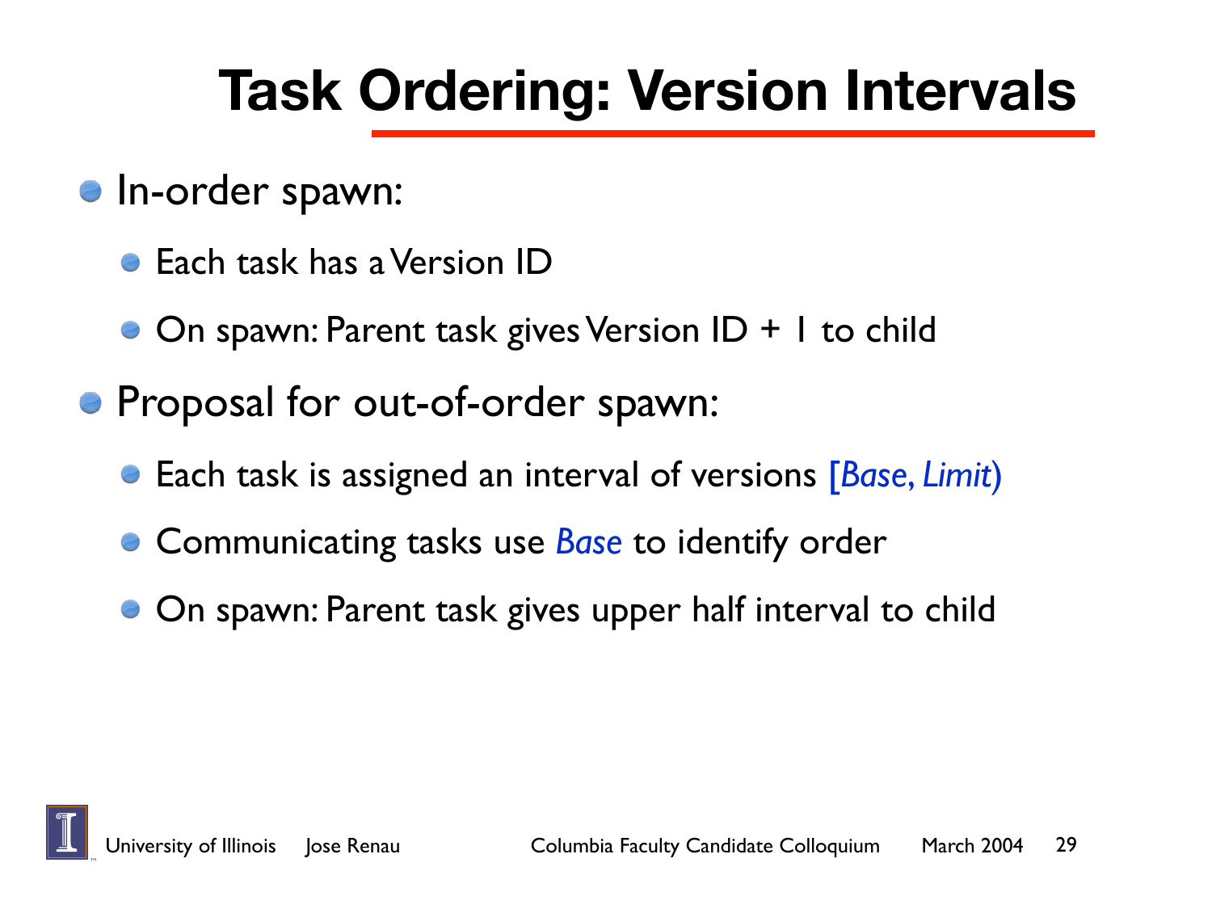# Task Ordering: Version Intervals

- In-order spawn:
  - Each task has a Version ID
  - On spawn: Parent task gives Version ID + 1 to child
- Proposal for out-of-order spawn:
  - Each task is assigned an interval of versions [*Base*, *Limit*)
  - Communicating tasks use *Base* to identify order
  - On spawn: Parent task gives upper half interval to child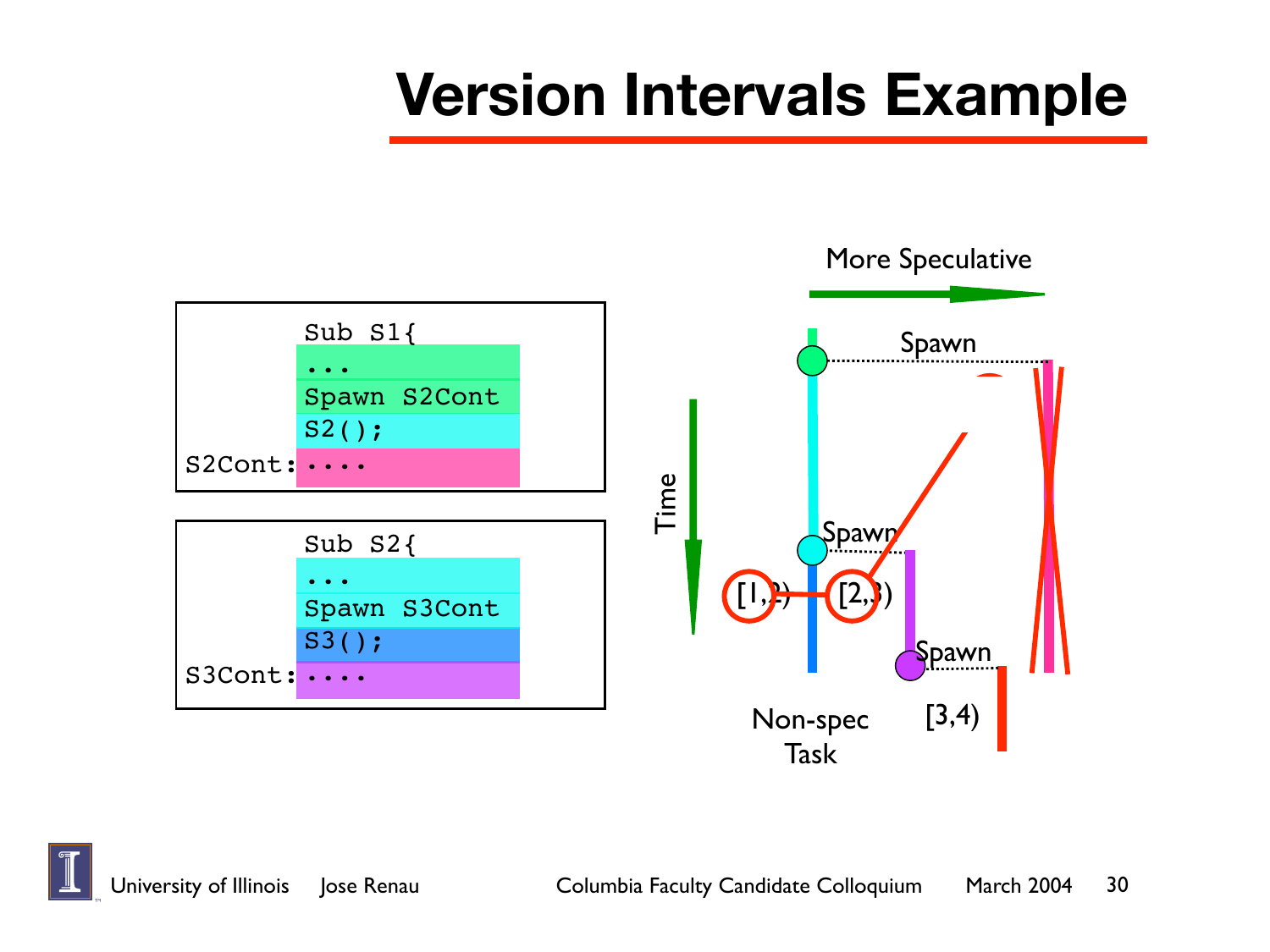# Version Intervals Example

```
        Sub S1{
        ...
        Spawn S2Cont
        S2();
S2Cont: ....
```

```
        Sub S2{
        ...
        Spawn S3Cont
        S3();
S3Cont: ....
```

More Speculative

Time

Spawn

Spawn

Spawn

[1,2)

[2,3)

[3,4)

Non-spec Task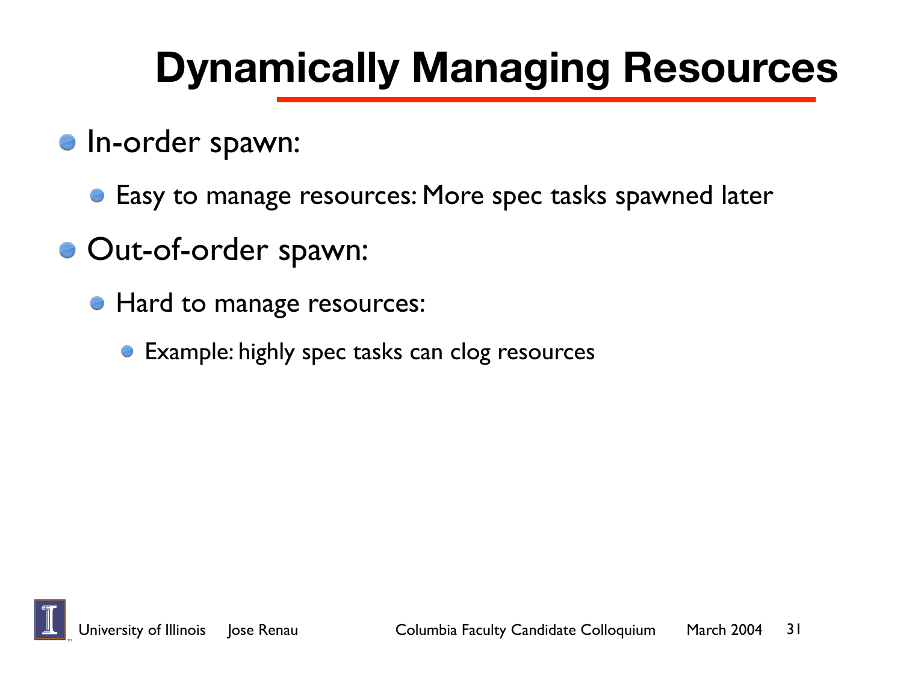# Dynamically Managing Resources

- In-order spawn:
  - Easy to manage resources: More spec tasks spawned later
- Out-of-order spawn:
  - Hard to manage resources:
    - Example: highly spec tasks can clog resources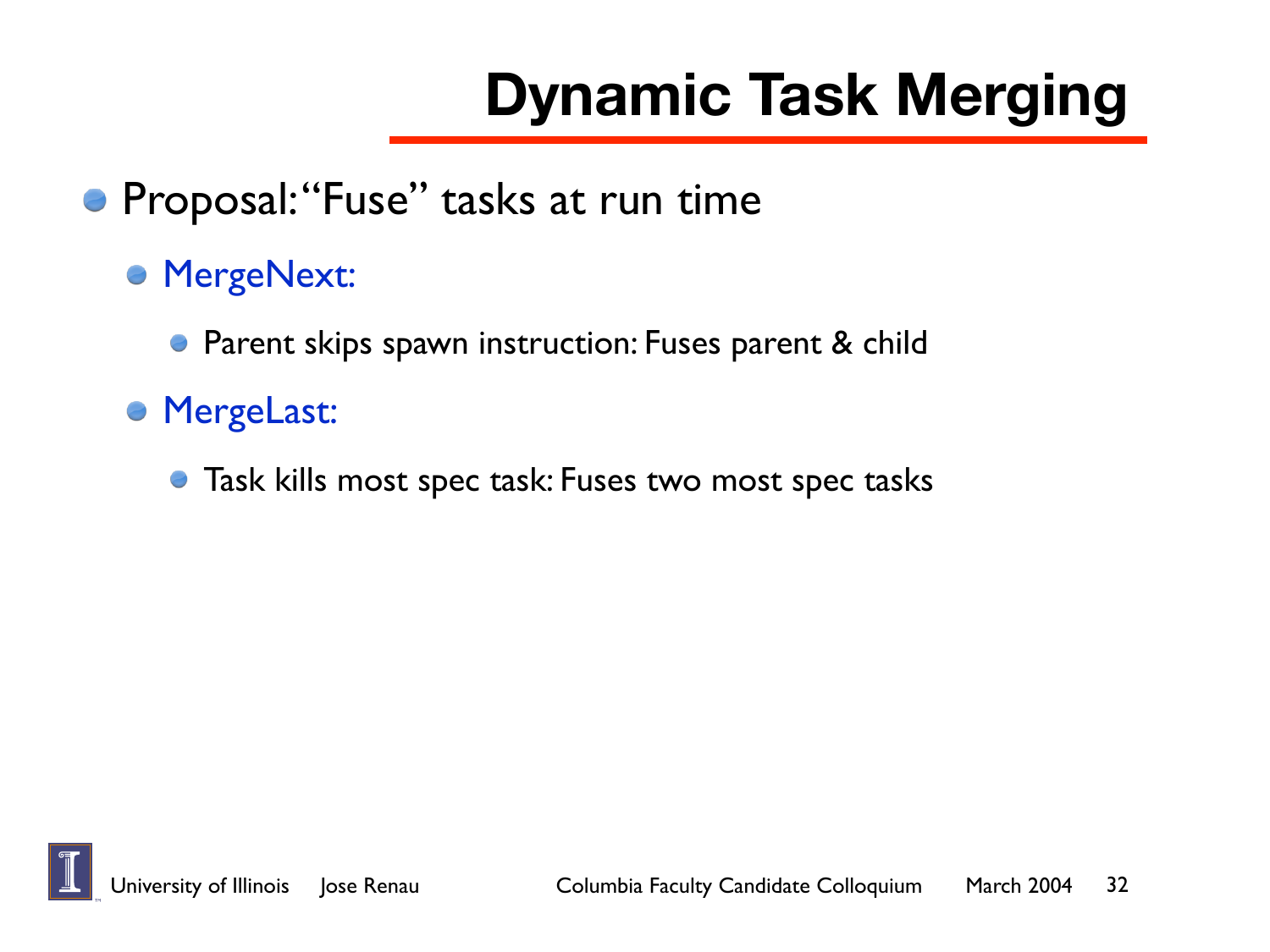# Dynamic Task Merging

- Proposal: "Fuse" tasks at run time
  - MergeNext:
    - Parent skips spawn instruction: Fuses parent & child
  - MergeLast:
    - Task kills most spec task: Fuses two most spec tasks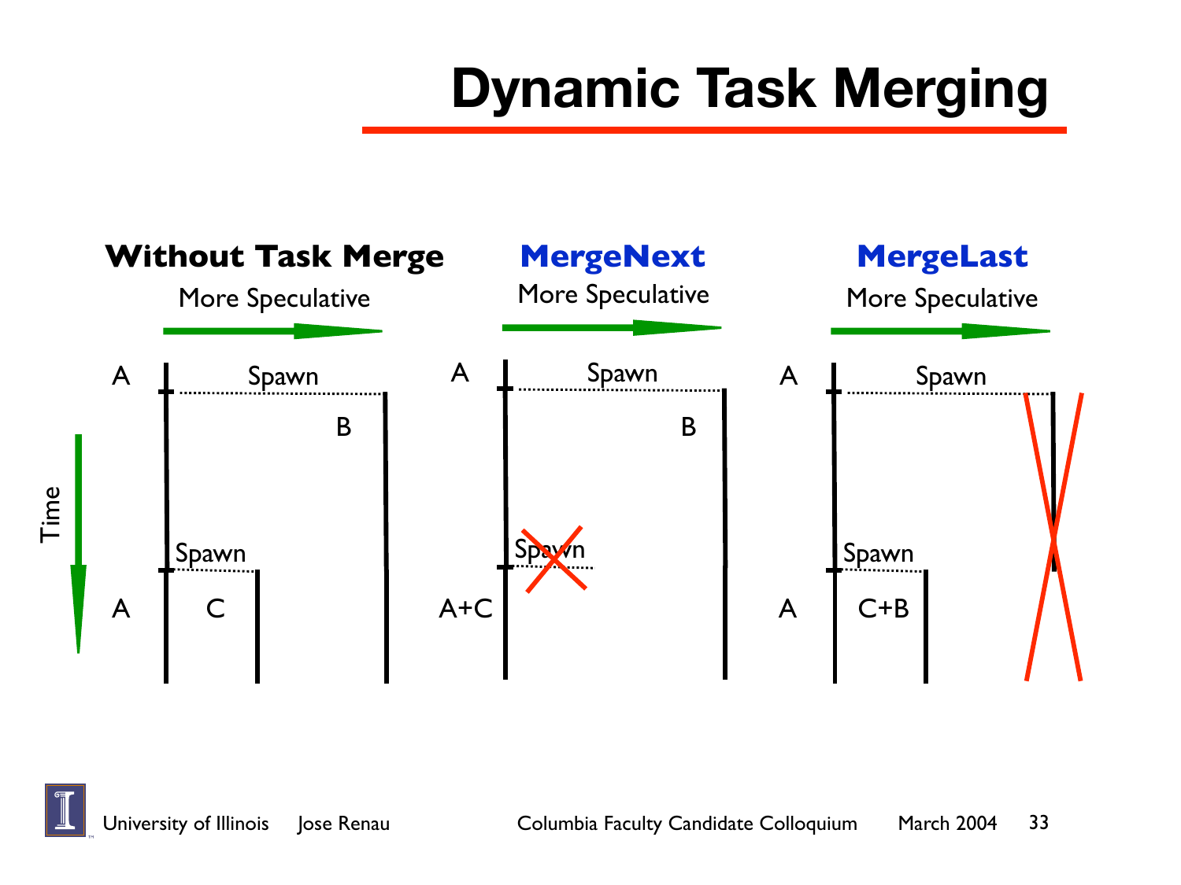# Dynamic Task Merging

**Without Task Merge**

More Speculative

A — Spawn — B

Spawn

A — C

**MergeNext**

More Speculative

A — Spawn — B

Spawn

A+C

**MergeLast**

More Speculative

A — Spawn

Spawn

A — C+B

Time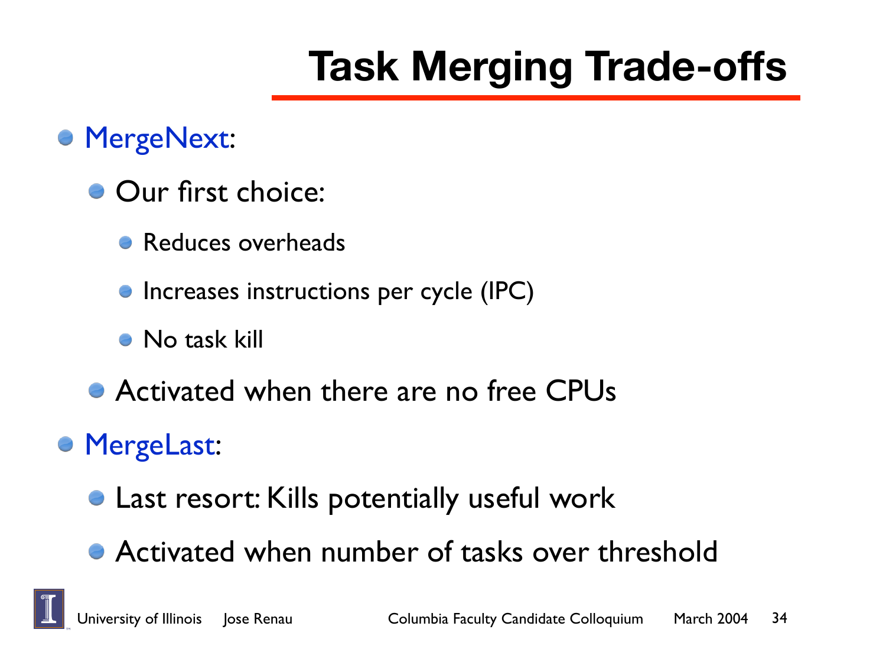# Task Merging Trade-offs

- MergeNext:
  - Our first choice:
    - Reduces overheads
    - Increases instructions per cycle (IPC)
    - No task kill
  - Activated when there are no free CPUs
- MergeLast:
  - Last resort: Kills potentially useful work
  - Activated when number of tasks over threshold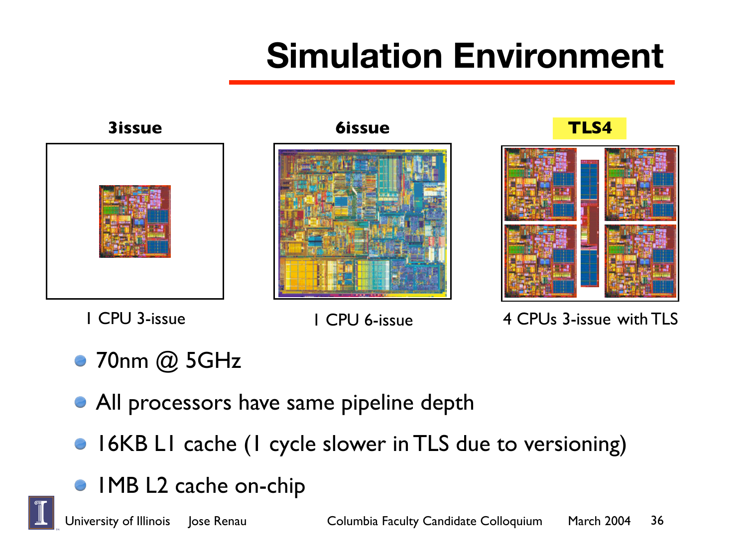# Simulation Environment

| 3issue | 6issue | TLS4 |
| --- | --- | --- |
| 1 CPU 3-issue | 1 CPU 6-issue | 4 CPUs 3-issue with TLS |

- 70nm @ 5GHz
- All processors have same pipeline depth
- 16KB L1 cache (1 cycle slower in TLS due to versioning)
- 1MB L2 cache on-chip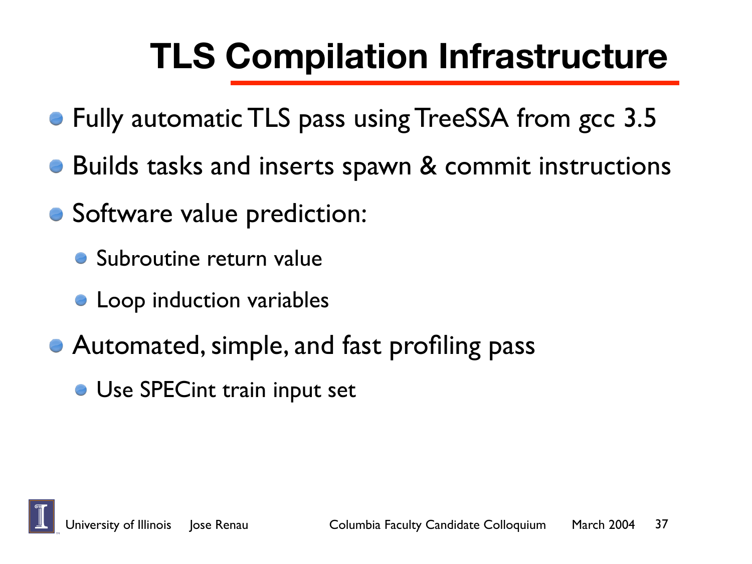# TLS Compilation Infrastructure

- Fully automatic TLS pass using TreeSSA from gcc 3.5
- Builds tasks and inserts spawn & commit instructions
- Software value prediction:
  - Subroutine return value
  - Loop induction variables
- Automated, simple, and fast profiling pass
  - Use SPECint train input set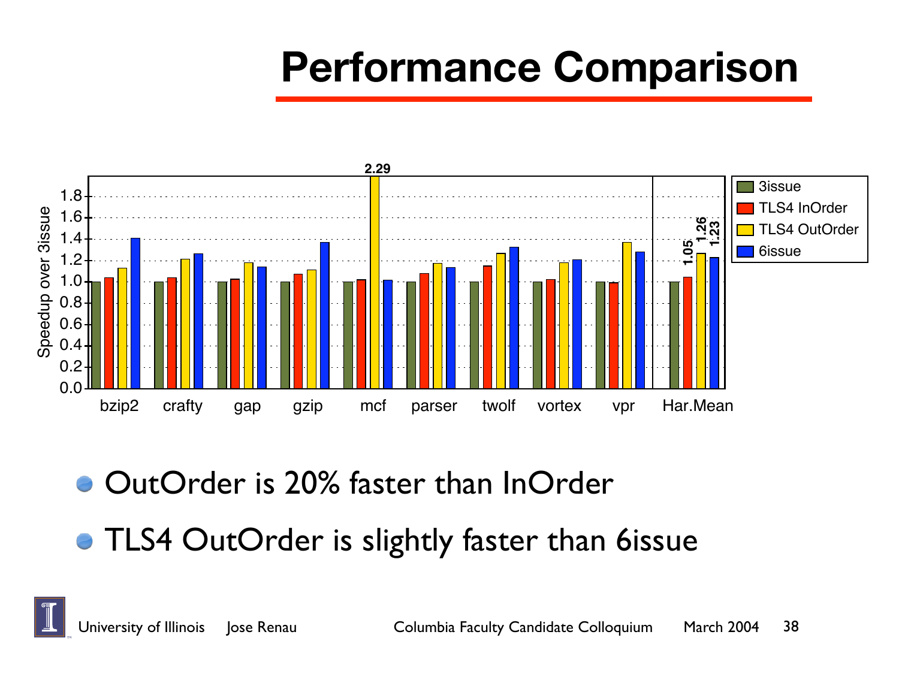# Performance Comparison

- OutOrder is 20% faster than InOrder
- TLS4 OutOrder is slightly faster than 6issue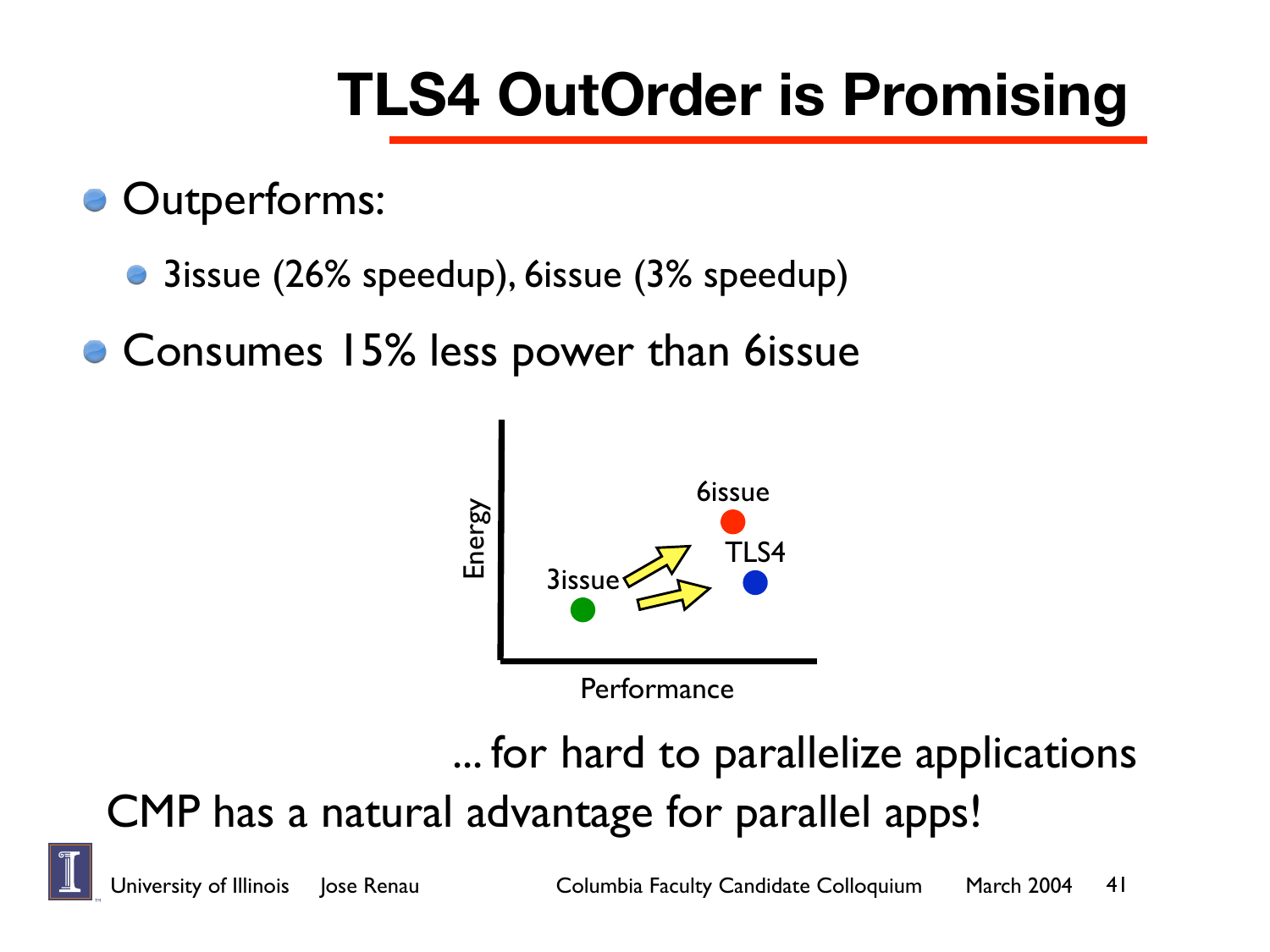# TLS4 OutOrder is Promising

- Outperforms:
  - 3issue (26% speedup), 6issue (3% speedup)
- Consumes 15% less power than 6issue

... for hard to parallelize applications

CMP has a natural advantage for parallel apps!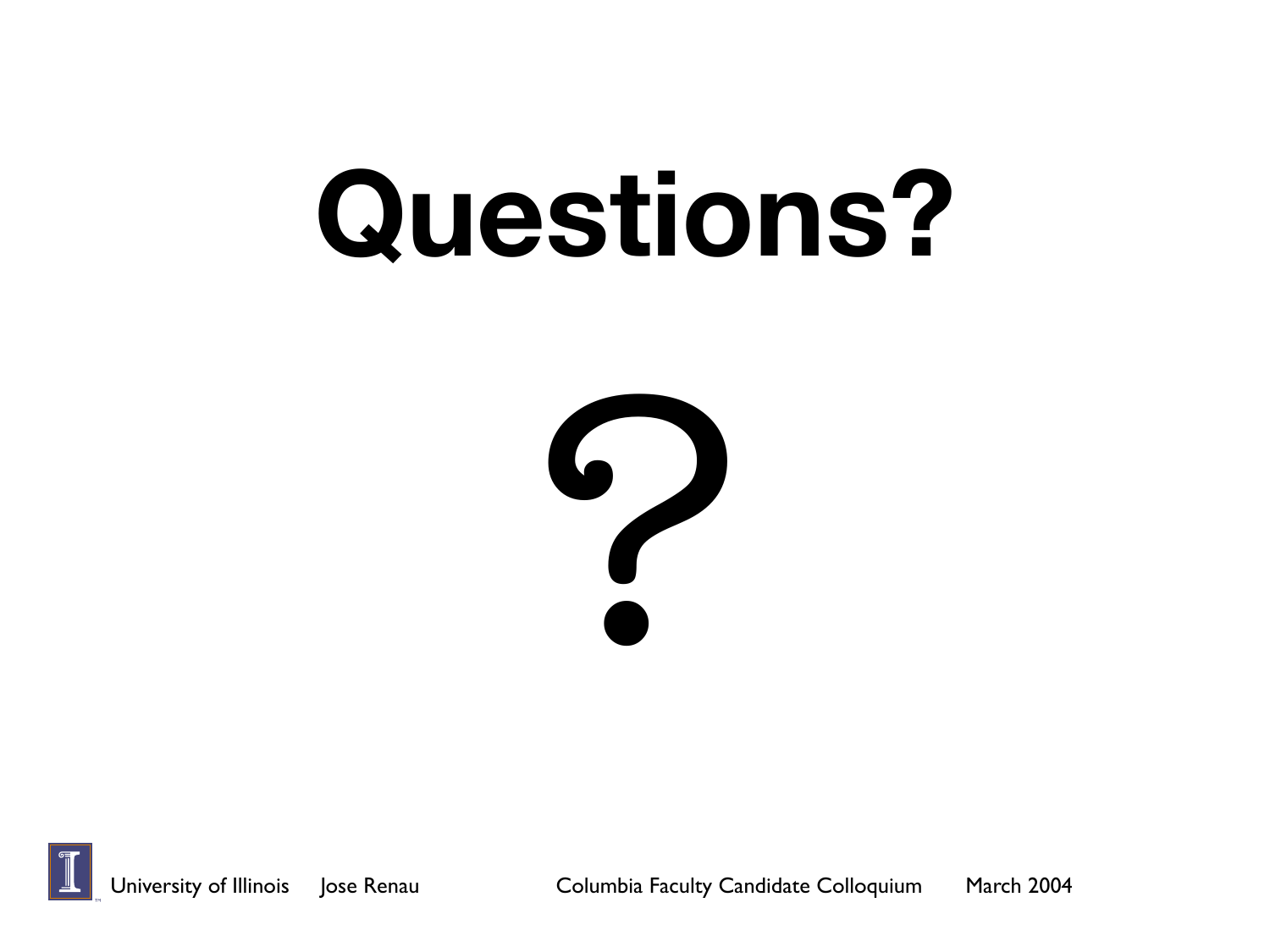# Questions?

?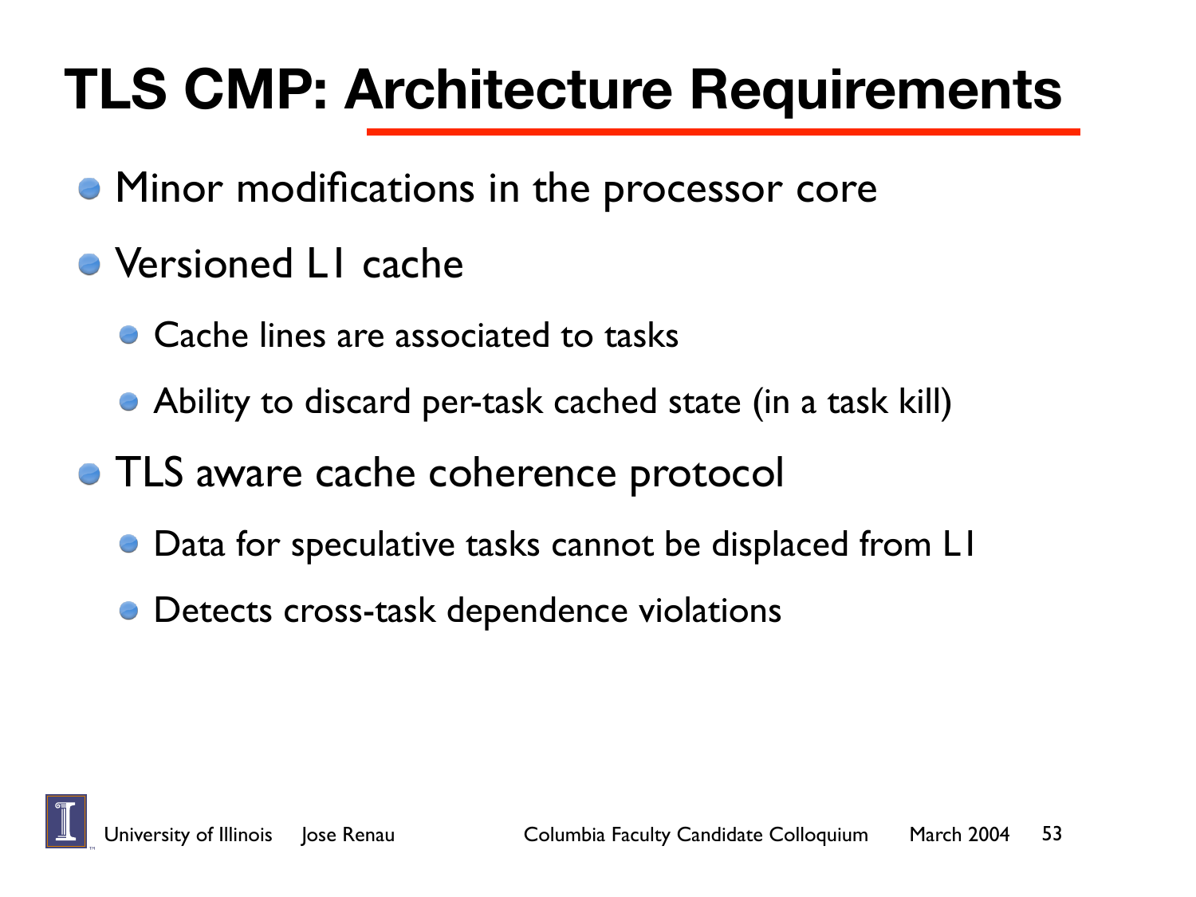# TLS CMP: Architecture Requirements

- Minor modifications in the processor core
- Versioned L1 cache
  - Cache lines are associated to tasks
  - Ability to discard per-task cached state (in a task kill)
- TLS aware cache coherence protocol
  - Data for speculative tasks cannot be displaced from L1
  - Detects cross-task dependence violations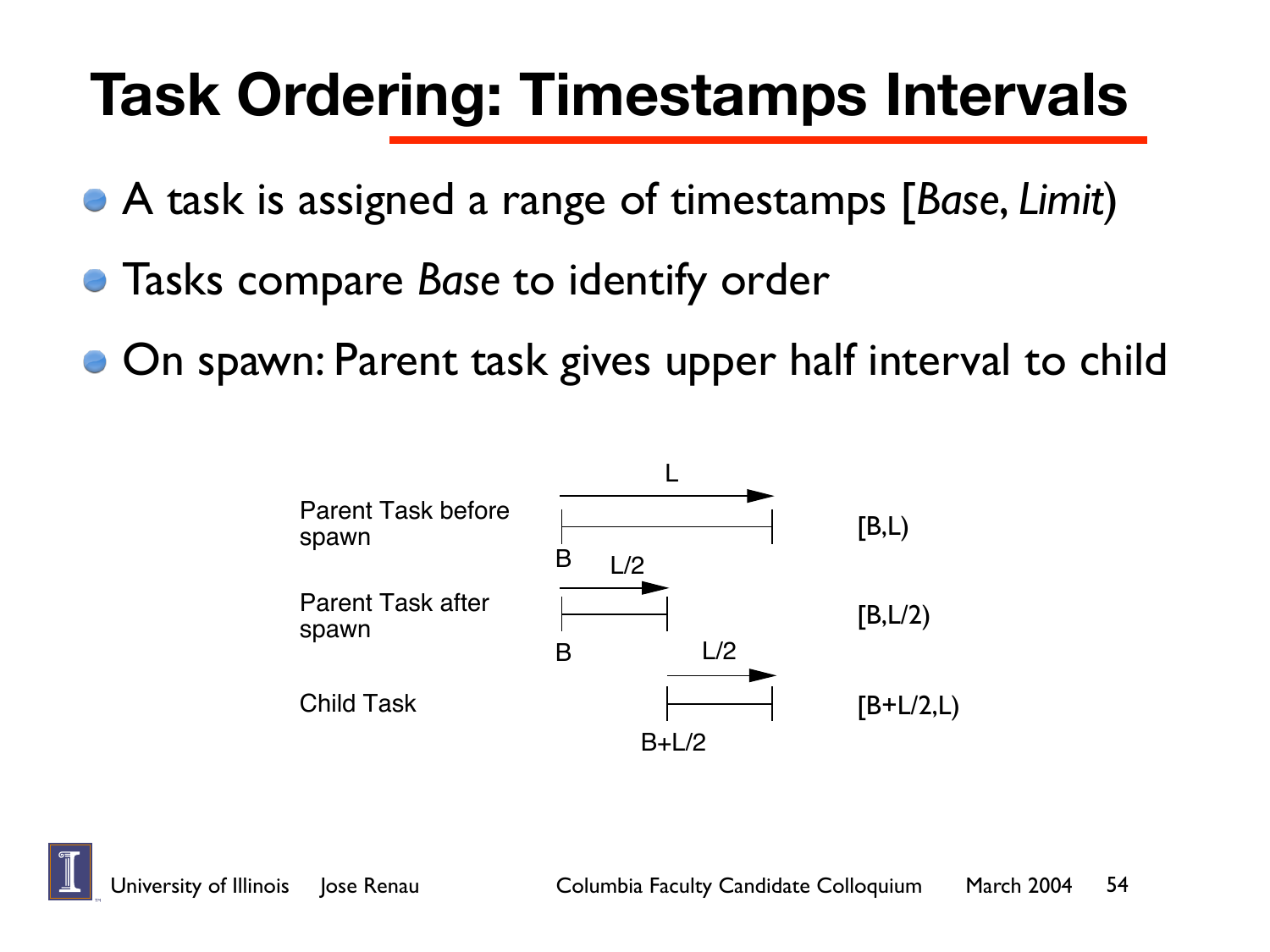# Task Ordering: Timestamps Intervals

- A task is assigned a range of timestamps [*Base*, *Limit*)
- Tasks compare *Base* to identify order
- On spawn: Parent task gives upper half interval to child

| | | |
|---|---|---|
| Parent Task before spawn | B, L | [B,L) |
| Parent Task after spawn | B, L/2 | [B,L/2) |
| Child Task | B+L/2, L/2 | [B+L/2,L) |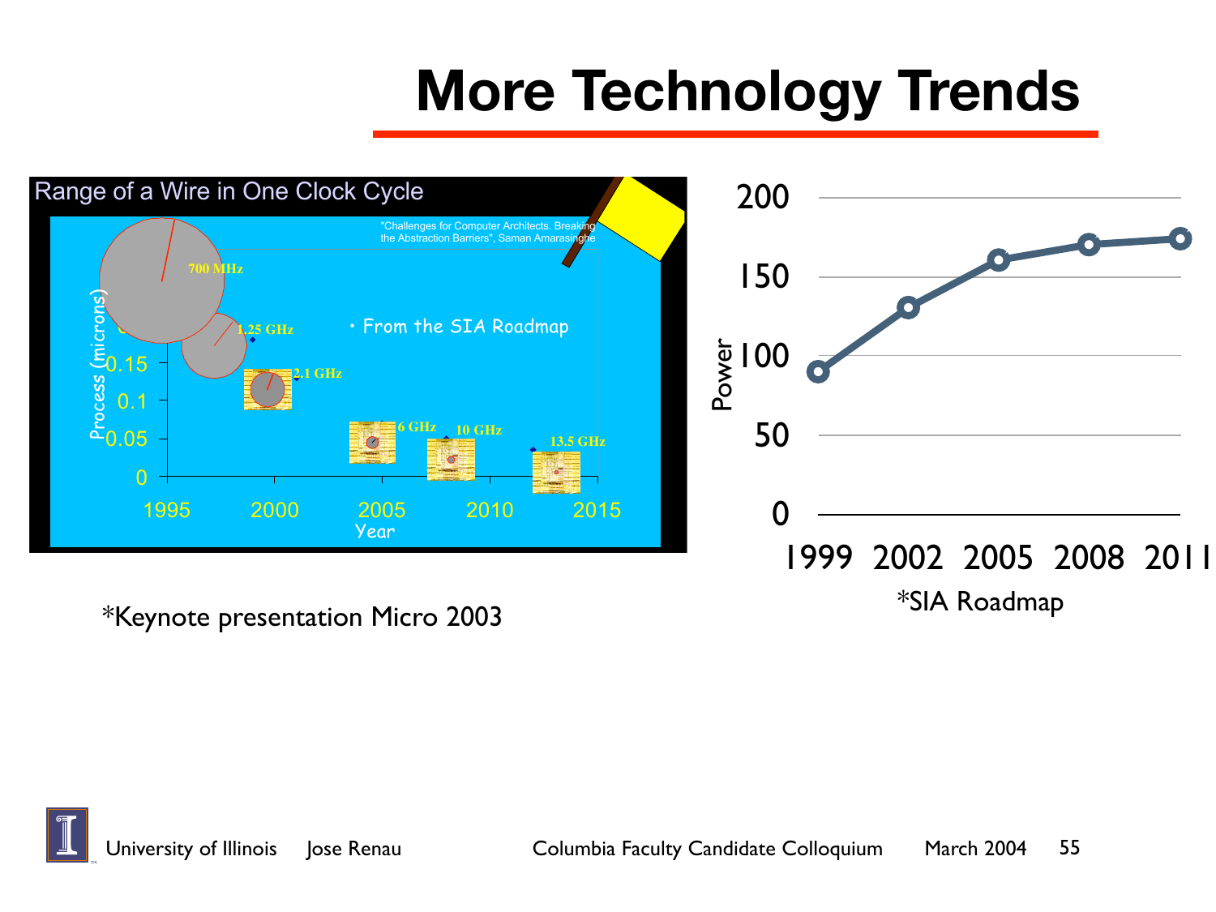# More Technology Trends

Range of a Wire in One Clock Cycle

"Challenges for Computer Architects. Breaking the Abstraction Barriers", Saman Amarasinghe

- From the SIA Roadmap

700 MHz, 1.25 GHz, 2.1 GHz, 6 GHz, 10 GHz, 13.5 GHz

Process (microrns): 0, 0.05, 0.1, 0.15

Year: 1995, 2000, 2005, 2010, 2015

*Keynote presentation Micro 2003

Power: 0, 50, 100, 150, 200

1999, 2002, 2005, 2008, 2011

*SIA Roadmap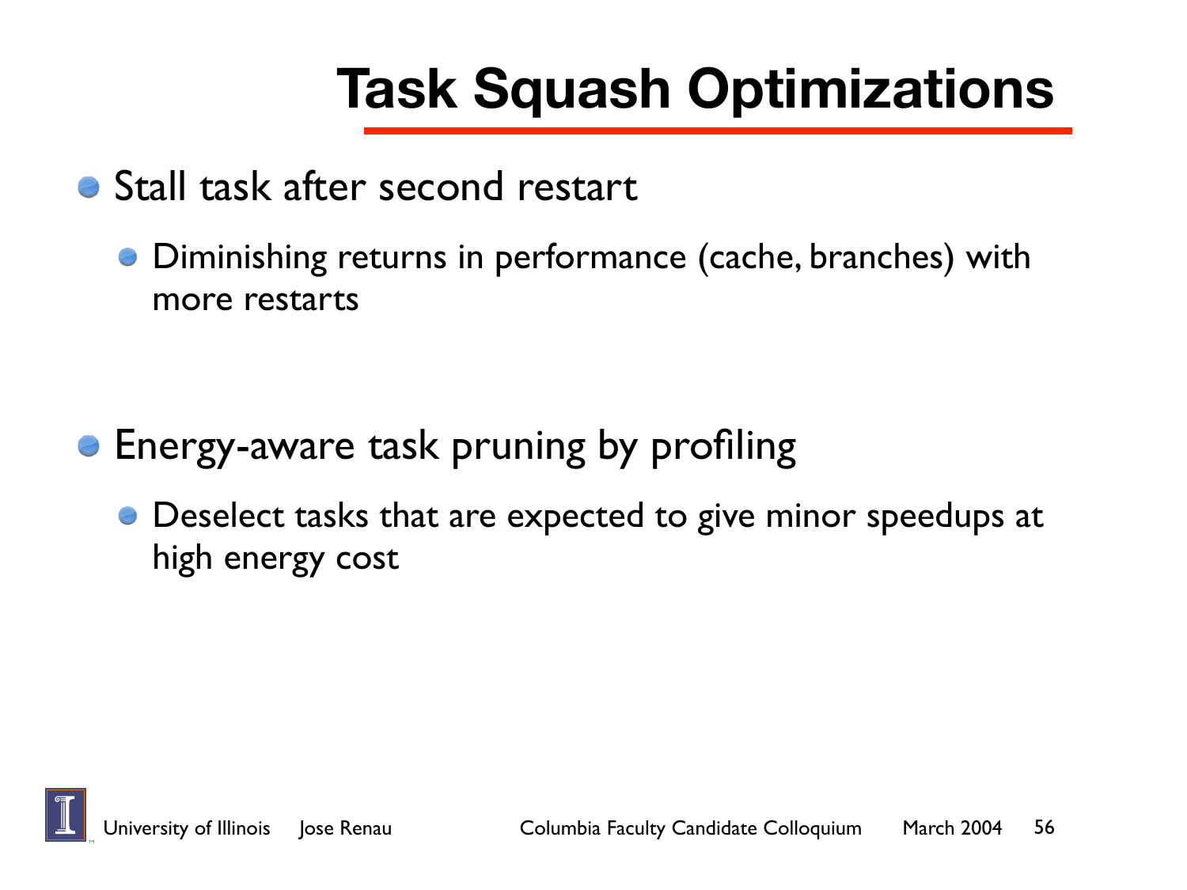# Task Squash Optimizations

- Stall task after second restart
  - Diminishing returns in performance (cache, branches) with more restarts
- Energy-aware task pruning by profiling
  - Deselect tasks that are expected to give minor speedups at high energy cost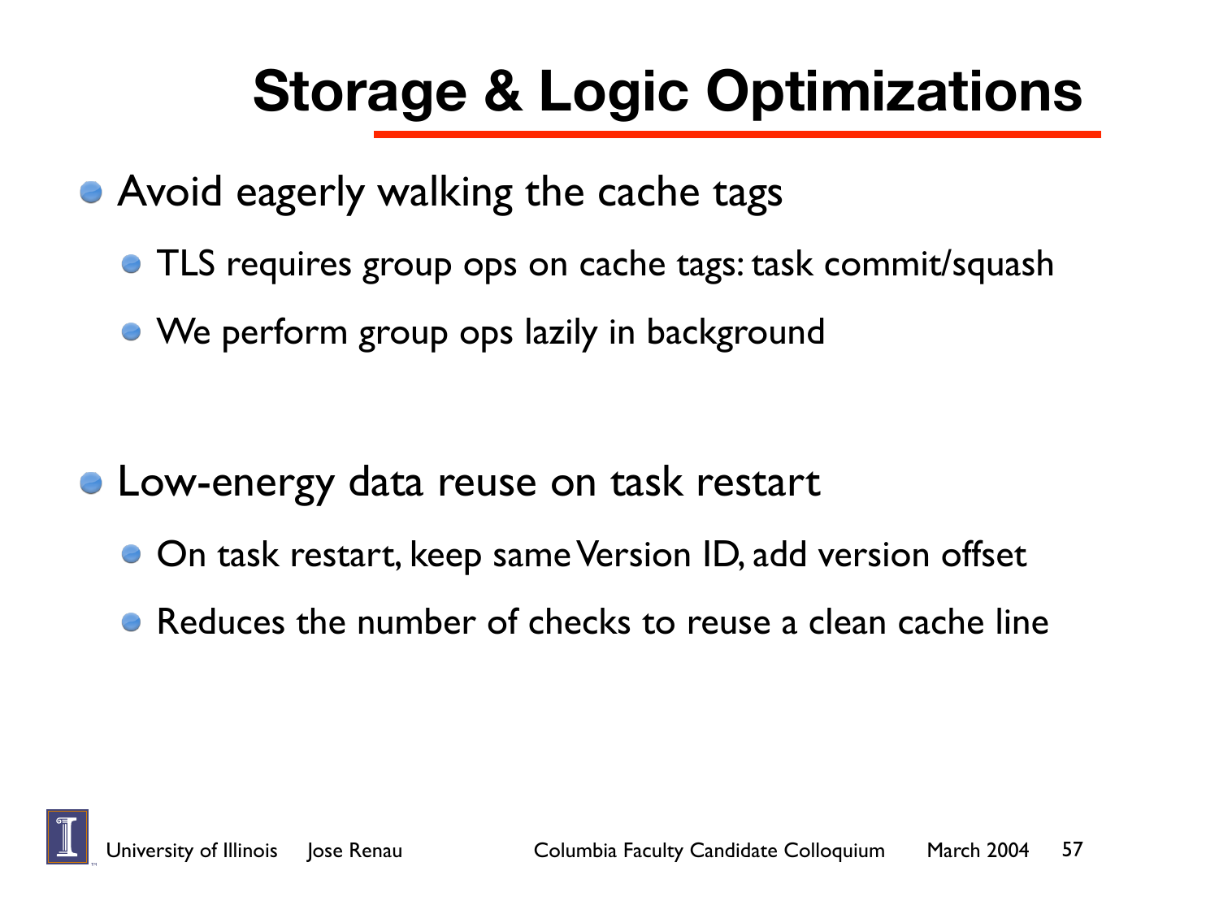# Storage & Logic Optimizations

- Avoid eagerly walking the cache tags
  - TLS requires group ops on cache tags: task commit/squash
  - We perform group ops lazily in background

- Low-energy data reuse on task restart
  - On task restart, keep same Version ID, add version offset
  - Reduces the number of checks to reuse a clean cache line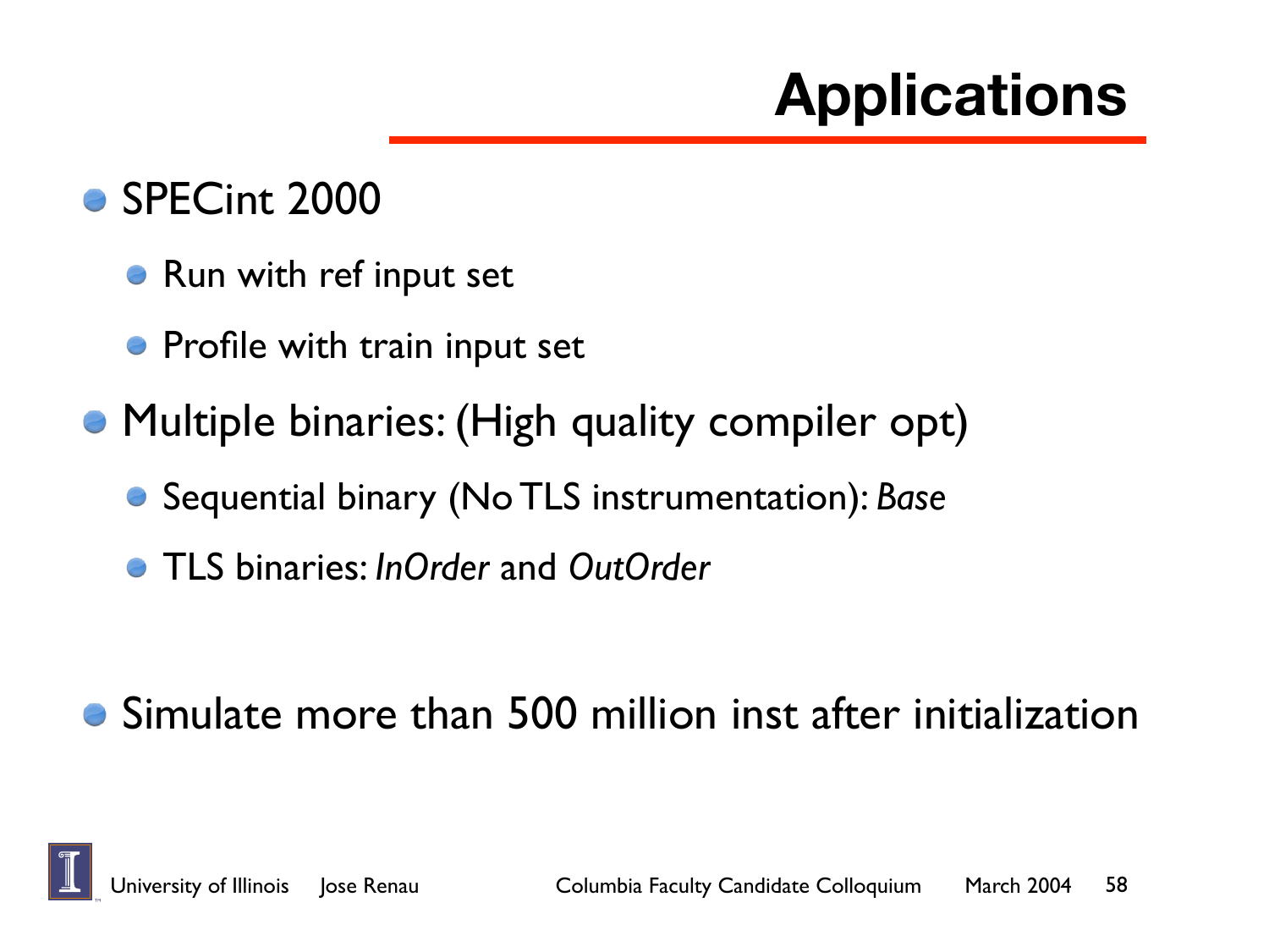# Applications

- SPECint 2000
  - Run with ref input set
  - Profile with train input set
- Multiple binaries: (High quality compiler opt)
  - Sequential binary (No TLS instrumentation): *Base*
  - TLS binaries: *InOrder* and *OutOrder*
- Simulate more than 500 million inst after initialization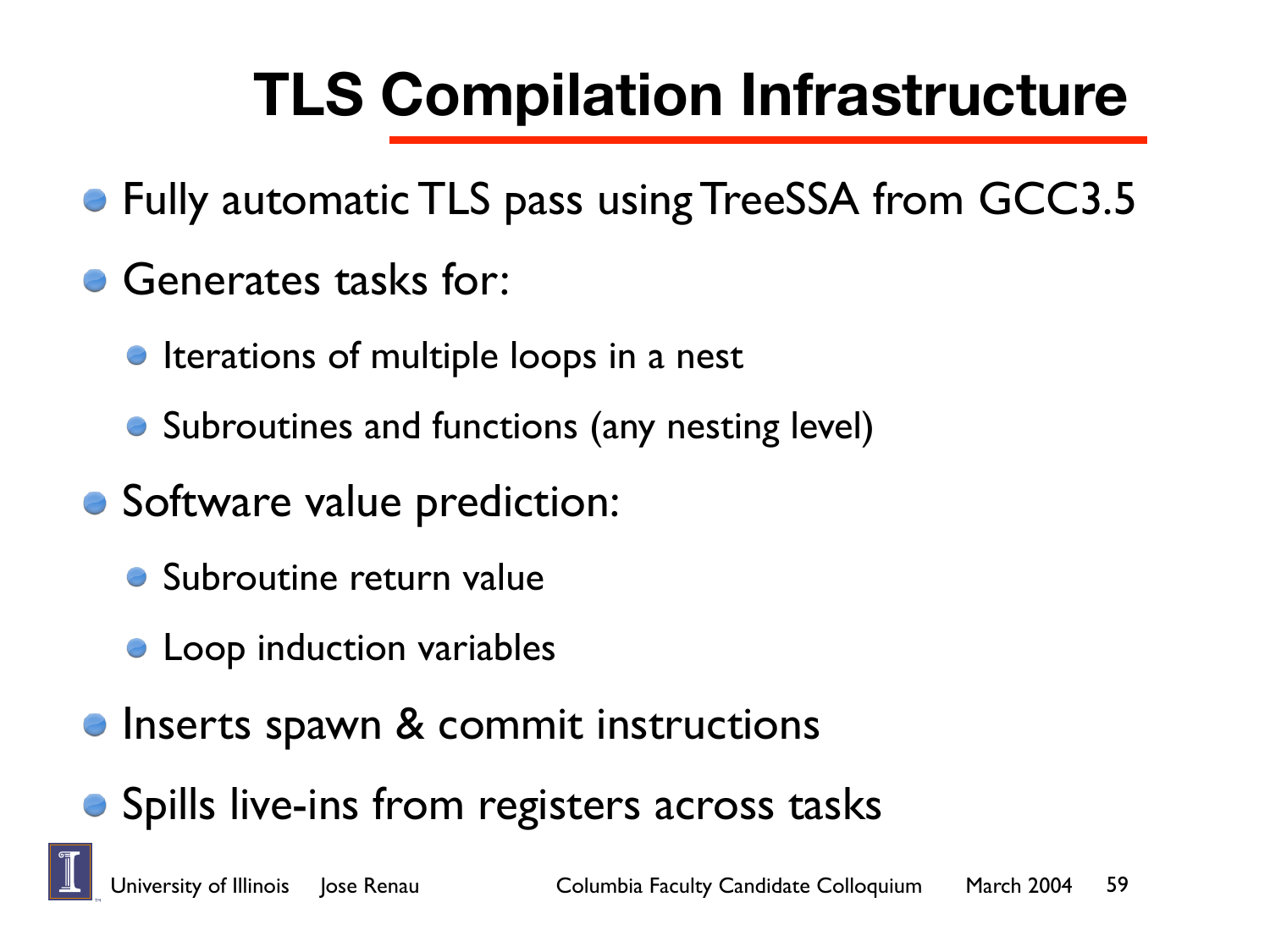# TLS Compilation Infrastructure

- Fully automatic TLS pass using TreeSSA from GCC3.5
- Generates tasks for:
  - Iterations of multiple loops in a nest
  - Subroutines and functions (any nesting level)
- Software value prediction:
  - Subroutine return value
  - Loop induction variables
- Inserts spawn & commit instructions
- Spills live-ins from registers across tasks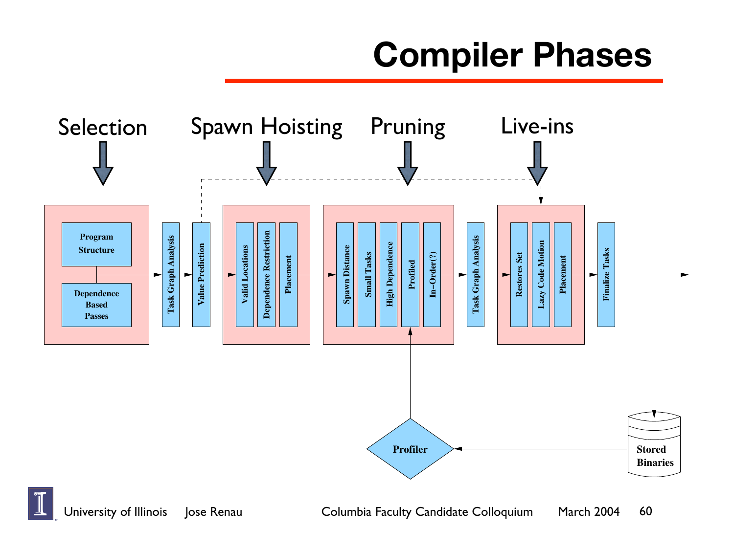# Compiler Phases

Selection | Spawn Hoisting | Pruning | Live-ins

- Selection
  - Program Structure
  - Dependence Based Passes
- Task Graph Analysis
- Value Prediction
- Spawn Hoisting
  - Valid Locations
  - Dependence Restriction
  - Placement
- Pruning
  - Spawn Distance
  - Small Tasks
  - High Dependence
  - Profiled
  - In−Order(?)
- Task Graph Analysis
- Live-ins
  - Restores Set
  - Lazy Code Motion
  - Placement
- Finalize Tasks

Stored Binaries → Profiler → Profiled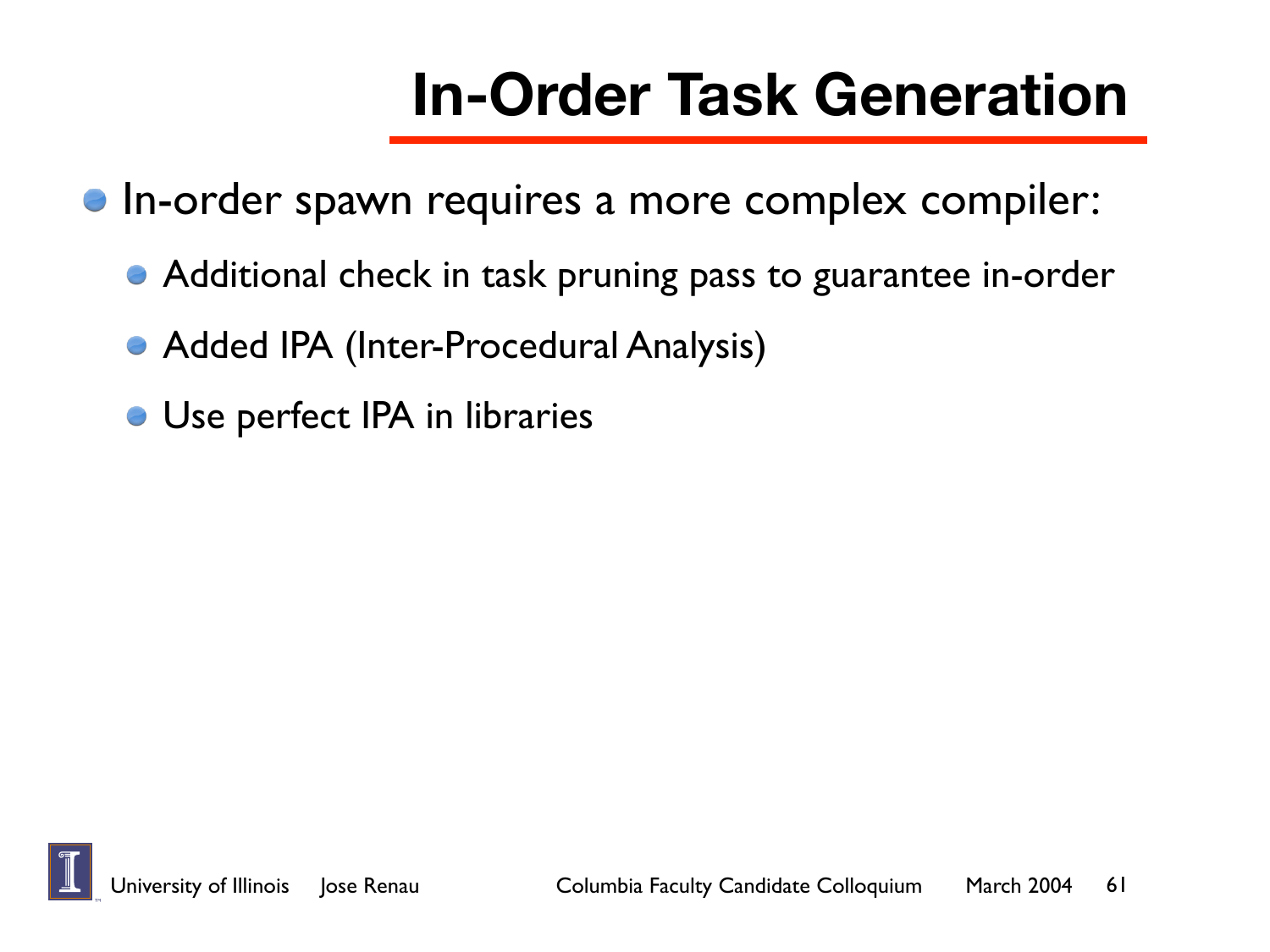# In-Order Task Generation

- In-order spawn requires a more complex compiler:
  - Additional check in task pruning pass to guarantee in-order
  - Added IPA (Inter-Procedural Analysis)
  - Use perfect IPA in libraries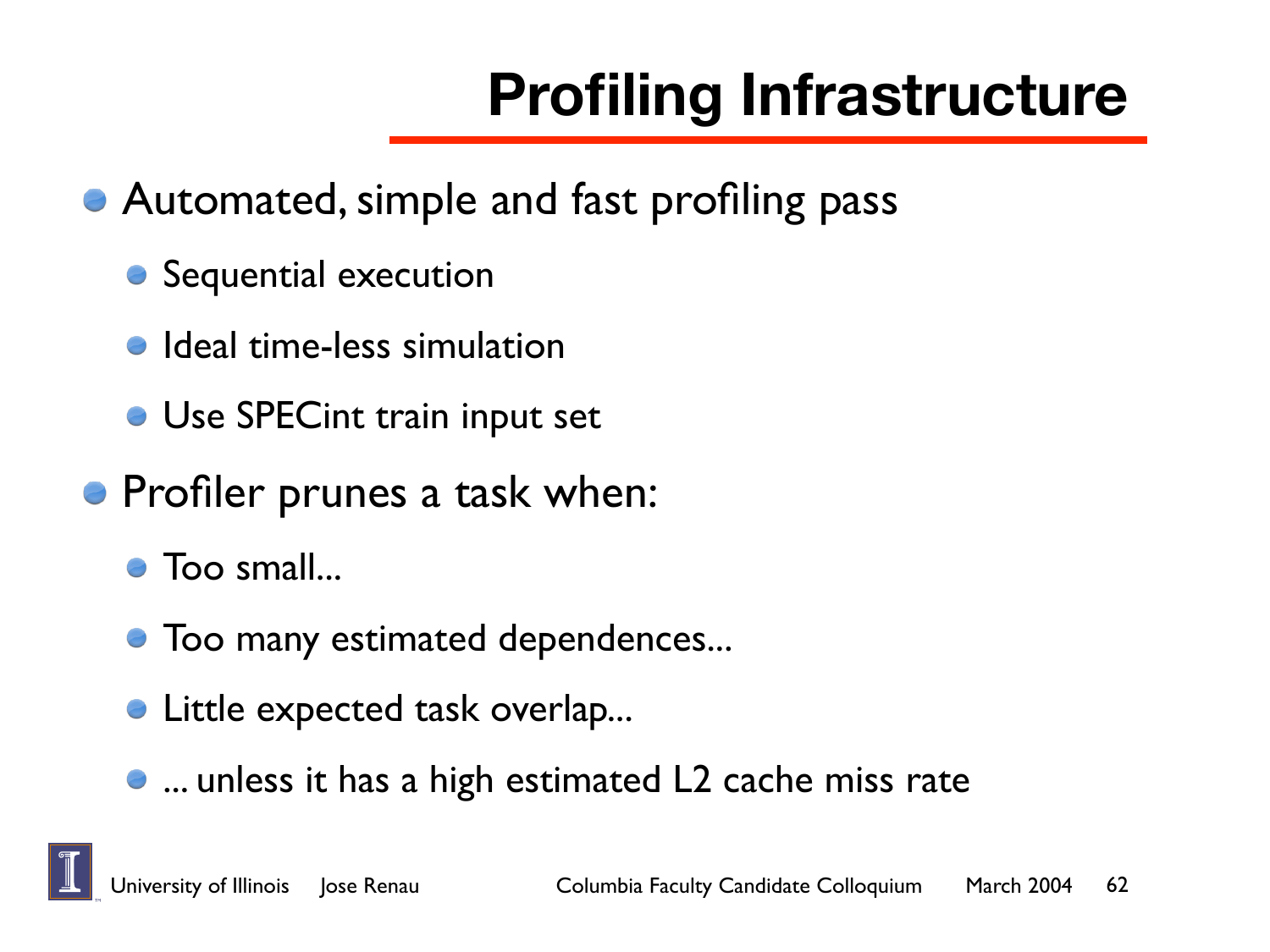# Profiling Infrastructure

- Automated, simple and fast profiling pass
  - Sequential execution
  - Ideal time-less simulation
  - Use SPECint train input set
- Profiler prunes a task when:
  - Too small...
  - Too many estimated dependences...
  - Little expected task overlap...
  - ... unless it has a high estimated L2 cache miss rate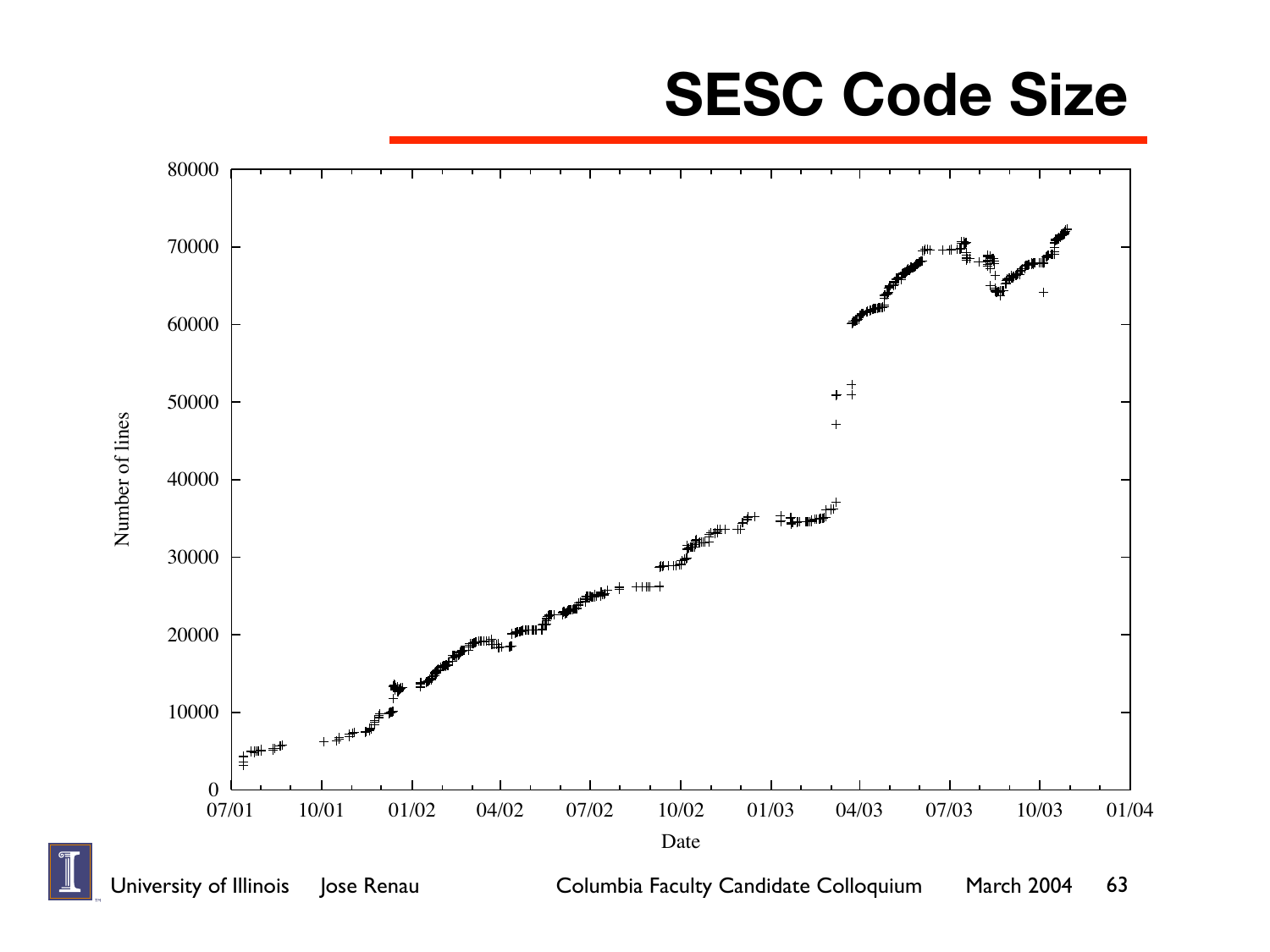# SESC Code Size

Number of lines

80000
70000
60000
50000
40000
30000
20000
10000
0

07/01
10/01
01/02
04/02
07/02
10/02
01/03
04/03
07/03
10/03
01/04

Date